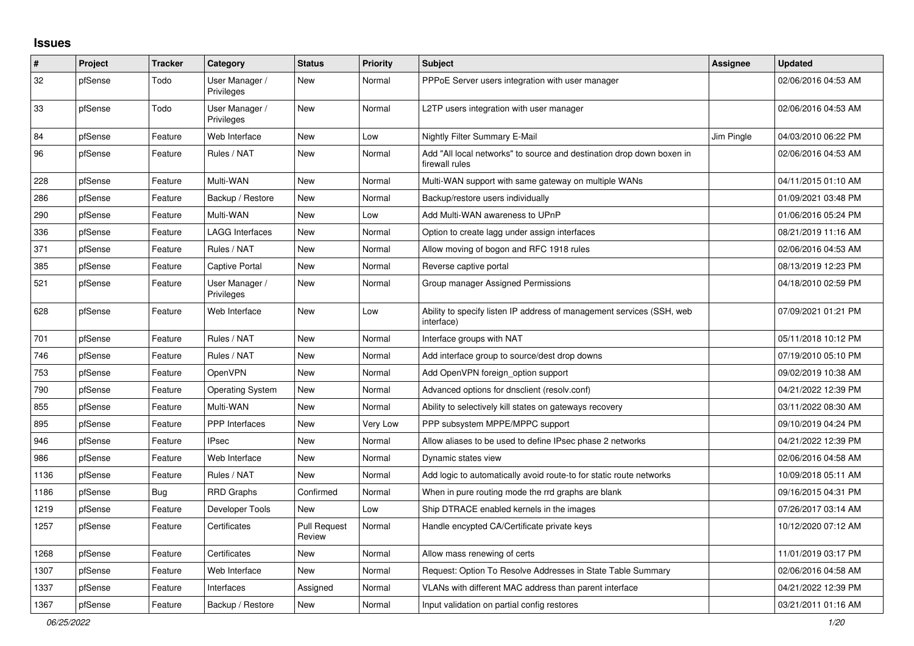# Issues

| # | Project | Tracker | Category | Status | Priority | Subject | Assignee | Updated |
|---|---|---|---|---|---|---|---|---|
| 32 | pfSense | Todo | User Manager / Privileges | New | Normal | PPPoE Server users integration with user manager | | 02/06/2016 04:53 AM |
| 33 | pfSense | Todo | User Manager / Privileges | New | Normal | L2TP users integration with user manager | | 02/06/2016 04:53 AM |
| 84 | pfSense | Feature | Web Interface | New | Low | Nightly Filter Summary E-Mail | Jim Pingle | 04/03/2010 06:22 PM |
| 96 | pfSense | Feature | Rules / NAT | New | Normal | Add "All local networks" to source and destination drop down boxen in firewall rules | | 02/06/2016 04:53 AM |
| 228 | pfSense | Feature | Multi-WAN | New | Normal | Multi-WAN support with same gateway on multiple WANs | | 04/11/2015 01:10 AM |
| 286 | pfSense | Feature | Backup / Restore | New | Normal | Backup/restore users individually | | 01/09/2021 03:48 PM |
| 290 | pfSense | Feature | Multi-WAN | New | Low | Add Multi-WAN awareness to UPnP | | 01/06/2016 05:24 PM |
| 336 | pfSense | Feature | LAGG Interfaces | New | Normal | Option to create lagg under assign interfaces | | 08/21/2019 11:16 AM |
| 371 | pfSense | Feature | Rules / NAT | New | Normal | Allow moving of bogon and RFC 1918 rules | | 02/06/2016 04:53 AM |
| 385 | pfSense | Feature | Captive Portal | New | Normal | Reverse captive portal | | 08/13/2019 12:23 PM |
| 521 | pfSense | Feature | User Manager / Privileges | New | Normal | Group manager Assigned Permissions | | 04/18/2010 02:59 PM |
| 628 | pfSense | Feature | Web Interface | New | Low | Ability to specify listen IP address of management services (SSH, web interface) | | 07/09/2021 01:21 PM |
| 701 | pfSense | Feature | Rules / NAT | New | Normal | Interface groups with NAT | | 05/11/2018 10:12 PM |
| 746 | pfSense | Feature | Rules / NAT | New | Normal | Add interface group to source/dest drop downs | | 07/19/2010 05:10 PM |
| 753 | pfSense | Feature | OpenVPN | New | Normal | Add OpenVPN foreign_option support | | 09/02/2019 10:38 AM |
| 790 | pfSense | Feature | Operating System | New | Normal | Advanced options for dnsclient (resolv.conf) | | 04/21/2022 12:39 PM |
| 855 | pfSense | Feature | Multi-WAN | New | Normal | Ability to selectively kill states on gateways recovery | | 03/11/2022 08:30 AM |
| 895 | pfSense | Feature | PPP Interfaces | New | Very Low | PPP subsystem MPPE/MPPC support | | 09/10/2019 04:24 PM |
| 946 | pfSense | Feature | IPsec | New | Normal | Allow aliases to be used to define IPsec phase 2 networks | | 04/21/2022 12:39 PM |
| 986 | pfSense | Feature | Web Interface | New | Normal | Dynamic states view | | 02/06/2016 04:58 AM |
| 1136 | pfSense | Feature | Rules / NAT | New | Normal | Add logic to automatically avoid route-to for static route networks | | 10/09/2018 05:11 AM |
| 1186 | pfSense | Bug | RRD Graphs | Confirmed | Normal | When in pure routing mode the rrd graphs are blank | | 09/16/2015 04:31 PM |
| 1219 | pfSense | Feature | Developer Tools | New | Low | Ship DTRACE enabled kernels in the images | | 07/26/2017 03:14 AM |
| 1257 | pfSense | Feature | Certificates | Pull Request Review | Normal | Handle encypted CA/Certificate private keys | | 10/12/2020 07:12 AM |
| 1268 | pfSense | Feature | Certificates | New | Normal | Allow mass renewing of certs | | 11/01/2019 03:17 PM |
| 1307 | pfSense | Feature | Web Interface | New | Normal | Request: Option To Resolve Addresses in State Table Summary | | 02/06/2016 04:58 AM |
| 1337 | pfSense | Feature | Interfaces | Assigned | Normal | VLANs with different MAC address than parent interface | | 04/21/2022 12:39 PM |
| 1367 | pfSense | Feature | Backup / Restore | New | Normal | Input validation on partial config restores | | 03/21/2011 01:16 AM |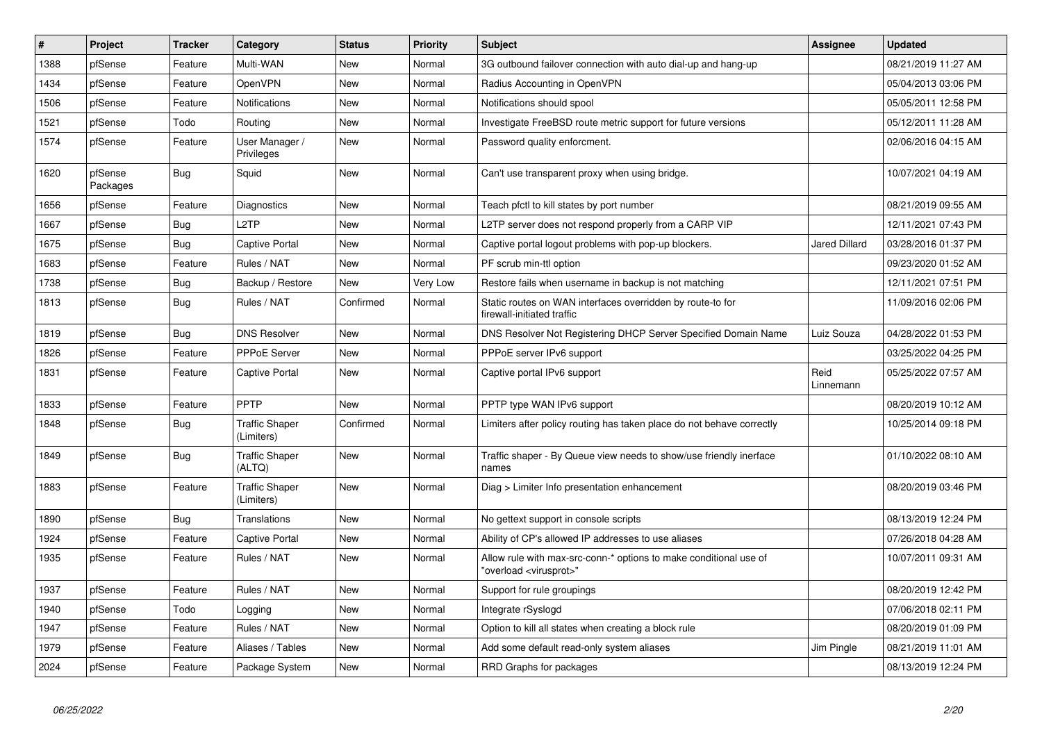| # | Project | Tracker | Category | Status | Priority | Subject | Assignee | Updated |
|---|---|---|---|---|---|---|---|---|
| 1388 | pfSense | Feature | Multi-WAN | New | Normal | 3G outbound failover connection with auto dial-up and hang-up | | 08/21/2019 11:27 AM |
| 1434 | pfSense | Feature | OpenVPN | New | Normal | Radius Accounting in OpenVPN | | 05/04/2013 03:06 PM |
| 1506 | pfSense | Feature | Notifications | New | Normal | Notifications should spool | | 05/05/2011 12:58 PM |
| 1521 | pfSense | Todo | Routing | New | Normal | Investigate FreeBSD route metric support for future versions | | 05/12/2011 11:28 AM |
| 1574 | pfSense | Feature | User Manager / Privileges | New | Normal | Password quality enforcment. | | 02/06/2016 04:15 AM |
| 1620 | pfSense Packages | Bug | Squid | New | Normal | Can't use transparent proxy when using bridge. | | 10/07/2021 04:19 AM |
| 1656 | pfSense | Feature | Diagnostics | New | Normal | Teach pfctl to kill states by port number | | 08/21/2019 09:55 AM |
| 1667 | pfSense | Bug | L2TP | New | Normal | L2TP server does not respond properly from a CARP VIP | | 12/11/2021 07:43 PM |
| 1675 | pfSense | Bug | Captive Portal | New | Normal | Captive portal logout problems with pop-up blockers. | Jared Dillard | 03/28/2016 01:37 PM |
| 1683 | pfSense | Feature | Rules / NAT | New | Normal | PF scrub min-ttl option | | 09/23/2020 01:52 AM |
| 1738 | pfSense | Bug | Backup / Restore | New | Very Low | Restore fails when username in backup is not matching | | 12/11/2021 07:51 PM |
| 1813 | pfSense | Bug | Rules / NAT | Confirmed | Normal | Static routes on WAN interfaces overridden by route-to for firewall-initiated traffic | | 11/09/2016 02:06 PM |
| 1819 | pfSense | Bug | DNS Resolver | New | Normal | DNS Resolver Not Registering DHCP Server Specified Domain Name | Luiz Souza | 04/28/2022 01:53 PM |
| 1826 | pfSense | Feature | PPPoE Server | New | Normal | PPPoE server IPv6 support | | 03/25/2022 04:25 PM |
| 1831 | pfSense | Feature | Captive Portal | New | Normal | Captive portal IPv6 support | Reid Linnemann | 05/25/2022 07:57 AM |
| 1833 | pfSense | Feature | PPTP | New | Normal | PPTP type WAN IPv6 support | | 08/20/2019 10:12 AM |
| 1848 | pfSense | Bug | Traffic Shaper (Limiters) | Confirmed | Normal | Limiters after policy routing has taken place do not behave correctly | | 10/25/2014 09:18 PM |
| 1849 | pfSense | Bug | Traffic Shaper (ALTQ) | New | Normal | Traffic shaper - By Queue view needs to show/use friendly inerface names | | 01/10/2022 08:10 AM |
| 1883 | pfSense | Feature | Traffic Shaper (Limiters) | New | Normal | Diag > Limiter Info presentation enhancement | | 08/20/2019 03:46 PM |
| 1890 | pfSense | Bug | Translations | New | Normal | No gettext support in console scripts | | 08/13/2019 12:24 PM |
| 1924 | pfSense | Feature | Captive Portal | New | Normal | Ability of CP's allowed IP addresses to use aliases | | 07/26/2018 04:28 AM |
| 1935 | pfSense | Feature | Rules / NAT | New | Normal | Allow rule with max-src-conn-* options to make conditional use of "overload <virusprot>" | | 10/07/2011 09:31 AM |
| 1937 | pfSense | Feature | Rules / NAT | New | Normal | Support for rule groupings | | 08/20/2019 12:42 PM |
| 1940 | pfSense | Todo | Logging | New | Normal | Integrate rSyslogd | | 07/06/2018 02:11 PM |
| 1947 | pfSense | Feature | Rules / NAT | New | Normal | Option to kill all states when creating a block rule | | 08/20/2019 01:09 PM |
| 1979 | pfSense | Feature | Aliases / Tables | New | Normal | Add some default read-only system aliases | Jim Pingle | 08/21/2019 11:01 AM |
| 2024 | pfSense | Feature | Package System | New | Normal | RRD Graphs for packages | | 08/13/2019 12:24 PM |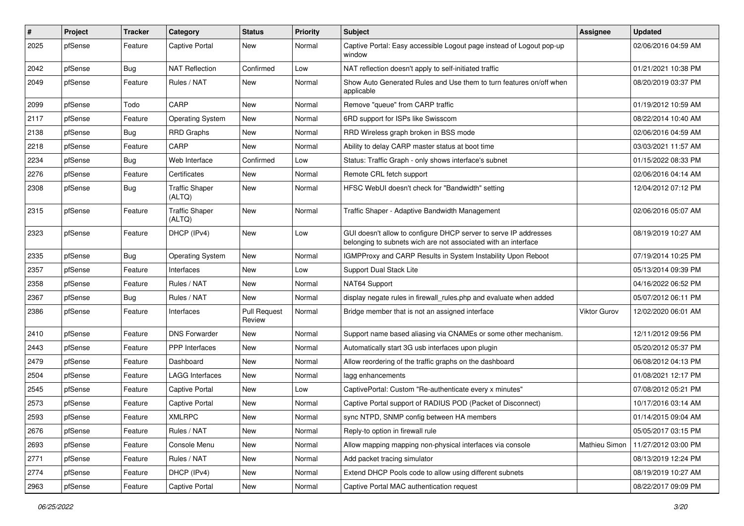| # | Project | Tracker | Category | Status | Priority | Subject | Assignee | Updated |
|---|---|---|---|---|---|---|---|---|
| 2025 | pfSense | Feature | Captive Portal | New | Normal | Captive Portal: Easy accessible Logout page instead of Logout pop-up window | | 02/06/2016 04:59 AM |
| 2042 | pfSense | Bug | NAT Reflection | Confirmed | Low | NAT reflection doesn't apply to self-initiated traffic | | 01/21/2021 10:38 PM |
| 2049 | pfSense | Feature | Rules / NAT | New | Normal | Show Auto Generated Rules and Use them to turn features on/off when applicable | | 08/20/2019 03:37 PM |
| 2099 | pfSense | Todo | CARP | New | Normal | Remove "queue" from CARP traffic | | 01/19/2012 10:59 AM |
| 2117 | pfSense | Feature | Operating System | New | Normal | 6RD support for ISPs like Swisscom | | 08/22/2014 10:40 AM |
| 2138 | pfSense | Bug | RRD Graphs | New | Normal | RRD Wireless graph broken in BSS mode | | 02/06/2016 04:59 AM |
| 2218 | pfSense | Feature | CARP | New | Normal | Ability to delay CARP master status at boot time | | 03/03/2021 11:57 AM |
| 2234 | pfSense | Bug | Web Interface | Confirmed | Low | Status: Traffic Graph - only shows interface's subnet | | 01/15/2022 08:33 PM |
| 2276 | pfSense | Feature | Certificates | New | Normal | Remote CRL fetch support | | 02/06/2016 04:14 AM |
| 2308 | pfSense | Bug | Traffic Shaper (ALTQ) | New | Normal | HFSC WebUI doesn't check for "Bandwidth" setting | | 12/04/2012 07:12 PM |
| 2315 | pfSense | Feature | Traffic Shaper (ALTQ) | New | Normal | Traffic Shaper - Adaptive Bandwidth Management | | 02/06/2016 05:07 AM |
| 2323 | pfSense | Feature | DHCP (IPv4) | New | Low | GUI doesn't allow to configure DHCP server to serve IP addresses belonging to subnets wich are not associated with an interface | | 08/19/2019 10:27 AM |
| 2335 | pfSense | Bug | Operating System | New | Normal | IGMPProxy and CARP Results in System Instability Upon Reboot | | 07/19/2014 10:25 PM |
| 2357 | pfSense | Feature | Interfaces | New | Low | Support Dual Stack Lite | | 05/13/2014 09:39 PM |
| 2358 | pfSense | Feature | Rules / NAT | New | Normal | NAT64 Support | | 04/16/2022 06:52 PM |
| 2367 | pfSense | Bug | Rules / NAT | New | Normal | display negate rules in firewall_rules.php and evaluate when added | | 05/07/2012 06:11 PM |
| 2386 | pfSense | Feature | Interfaces | Pull Request Review | Normal | Bridge member that is not an assigned interface | Viktor Gurov | 12/02/2020 06:01 AM |
| 2410 | pfSense | Feature | DNS Forwarder | New | Normal | Support name based aliasing via CNAMEs or some other mechanism. | | 12/11/2012 09:56 PM |
| 2443 | pfSense | Feature | PPP Interfaces | New | Normal | Automatically start 3G usb interfaces upon plugin | | 05/20/2012 05:37 PM |
| 2479 | pfSense | Feature | Dashboard | New | Normal | Allow reordering of the traffic graphs on the dashboard | | 06/08/2012 04:13 PM |
| 2504 | pfSense | Feature | LAGG Interfaces | New | Normal | lagg enhancements | | 01/08/2021 12:17 PM |
| 2545 | pfSense | Feature | Captive Portal | New | Low | CaptivePortal: Custom "Re-authenticate every x minutes" | | 07/08/2012 05:21 PM |
| 2573 | pfSense | Feature | Captive Portal | New | Normal | Captive Portal support of RADIUS POD (Packet of Disconnect) | | 10/17/2016 03:14 AM |
| 2593 | pfSense | Feature | XMLRPC | New | Normal | sync NTPD, SNMP config between HA members | | 01/14/2015 09:04 AM |
| 2676 | pfSense | Feature | Rules / NAT | New | Normal | Reply-to option in firewall rule | | 05/05/2017 03:15 PM |
| 2693 | pfSense | Feature | Console Menu | New | Normal | Allow mapping mapping non-physical interfaces via console | Mathieu Simon | 11/27/2012 03:00 PM |
| 2771 | pfSense | Feature | Rules / NAT | New | Normal | Add packet tracing simulator | | 08/13/2019 12:24 PM |
| 2774 | pfSense | Feature | DHCP (IPv4) | New | Normal | Extend DHCP Pools code to allow using different subnets | | 08/19/2019 10:27 AM |
| 2963 | pfSense | Feature | Captive Portal | New | Normal | Captive Portal MAC authentication request | | 08/22/2017 09:09 PM |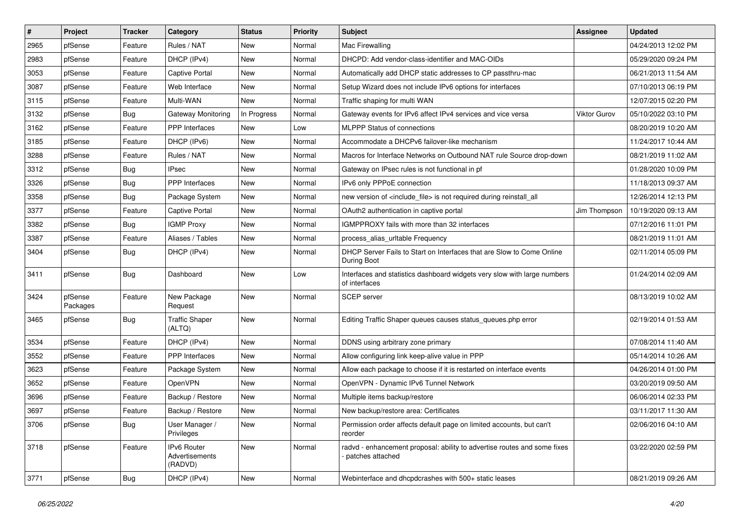| # | Project | Tracker | Category | Status | Priority | Subject | Assignee | Updated |
|---|---|---|---|---|---|---|---|---|
| 2965 | pfSense | Feature | Rules / NAT | New | Normal | Mac Firewalling | | 04/24/2013 12:02 PM |
| 2983 | pfSense | Feature | DHCP (IPv4) | New | Normal | DHCPD: Add vendor-class-identifier and MAC-OIDs | | 05/29/2020 09:24 PM |
| 3053 | pfSense | Feature | Captive Portal | New | Normal | Automatically add DHCP static addresses to CP passthru-mac | | 06/21/2013 11:54 AM |
| 3087 | pfSense | Feature | Web Interface | New | Normal | Setup Wizard does not include IPv6 options for interfaces | | 07/10/2013 06:19 PM |
| 3115 | pfSense | Feature | Multi-WAN | New | Normal | Traffic shaping for multi WAN | | 12/07/2015 02:20 PM |
| 3132 | pfSense | Bug | Gateway Monitoring | In Progress | Normal | Gateway events for IPv6 affect IPv4 services and vice versa | Viktor Gurov | 05/10/2022 03:10 PM |
| 3162 | pfSense | Feature | PPP Interfaces | New | Low | MLPPP Status of connections | | 08/20/2019 10:20 AM |
| 3185 | pfSense | Feature | DHCP (IPv6) | New | Normal | Accommodate a DHCPv6 failover-like mechanism | | 11/24/2017 10:44 AM |
| 3288 | pfSense | Feature | Rules / NAT | New | Normal | Macros for Interface Networks on Outbound NAT rule Source drop-down | | 08/21/2019 11:02 AM |
| 3312 | pfSense | Bug | IPsec | New | Normal | Gateway on IPsec rules is not functional in pf | | 01/28/2020 10:09 PM |
| 3326 | pfSense | Bug | PPP Interfaces | New | Normal | IPv6 only PPPoE connection | | 11/18/2013 09:37 AM |
| 3358 | pfSense | Bug | Package System | New | Normal | new version of <include_file> is not required during reinstall_all | | 12/26/2014 12:13 PM |
| 3377 | pfSense | Feature | Captive Portal | New | Normal | OAuth2 authentication in captive portal | Jim Thompson | 10/19/2020 09:13 AM |
| 3382 | pfSense | Bug | IGMP Proxy | New | Normal | IGMPPROXY fails with more than 32 interfaces | | 07/12/2016 11:01 PM |
| 3387 | pfSense | Feature | Aliases / Tables | New | Normal | process_alias_urltable Frequency | | 08/21/2019 11:01 AM |
| 3404 | pfSense | Bug | DHCP (IPv4) | New | Normal | DHCP Server Fails to Start on Interfaces that are Slow to Come Online During Boot | | 02/11/2014 05:09 PM |
| 3411 | pfSense | Bug | Dashboard | New | Low | Interfaces and statistics dashboard widgets very slow with large numbers of interfaces | | 01/24/2014 02:09 AM |
| 3424 | pfSense Packages | Feature | New Package Request | New | Normal | SCEP server | | 08/13/2019 10:02 AM |
| 3465 | pfSense | Bug | Traffic Shaper (ALTQ) | New | Normal | Editing Traffic Shaper queues causes status_queues.php error | | 02/19/2014 01:53 AM |
| 3534 | pfSense | Feature | DHCP (IPv4) | New | Normal | DDNS using arbitrary zone primary | | 07/08/2014 11:40 AM |
| 3552 | pfSense | Feature | PPP Interfaces | New | Normal | Allow configuring link keep-alive value in PPP | | 05/14/2014 10:26 AM |
| 3623 | pfSense | Feature | Package System | New | Normal | Allow each package to choose if it is restarted on interface events | | 04/26/2014 01:00 PM |
| 3652 | pfSense | Feature | OpenVPN | New | Normal | OpenVPN - Dynamic IPv6 Tunnel Network | | 03/20/2019 09:50 AM |
| 3696 | pfSense | Feature | Backup / Restore | New | Normal | Multiple items backup/restore | | 06/06/2014 02:33 PM |
| 3697 | pfSense | Feature | Backup / Restore | New | Normal | New backup/restore area: Certificates | | 03/11/2017 11:30 AM |
| 3706 | pfSense | Bug | User Manager / Privileges | New | Normal | Permission order affects default page on limited accounts, but can't reorder | | 02/06/2016 04:10 AM |
| 3718 | pfSense | Feature | IPv6 Router Advertisements (RADVD) | New | Normal | radvd - enhancement proposal: ability to advertise routes and some fixes - patches attached | | 03/22/2020 02:59 PM |
| 3771 | pfSense | Bug | DHCP (IPv4) | New | Normal | Webinterface and dhcpdcrashes with 500+ static leases | | 08/21/2019 09:26 AM |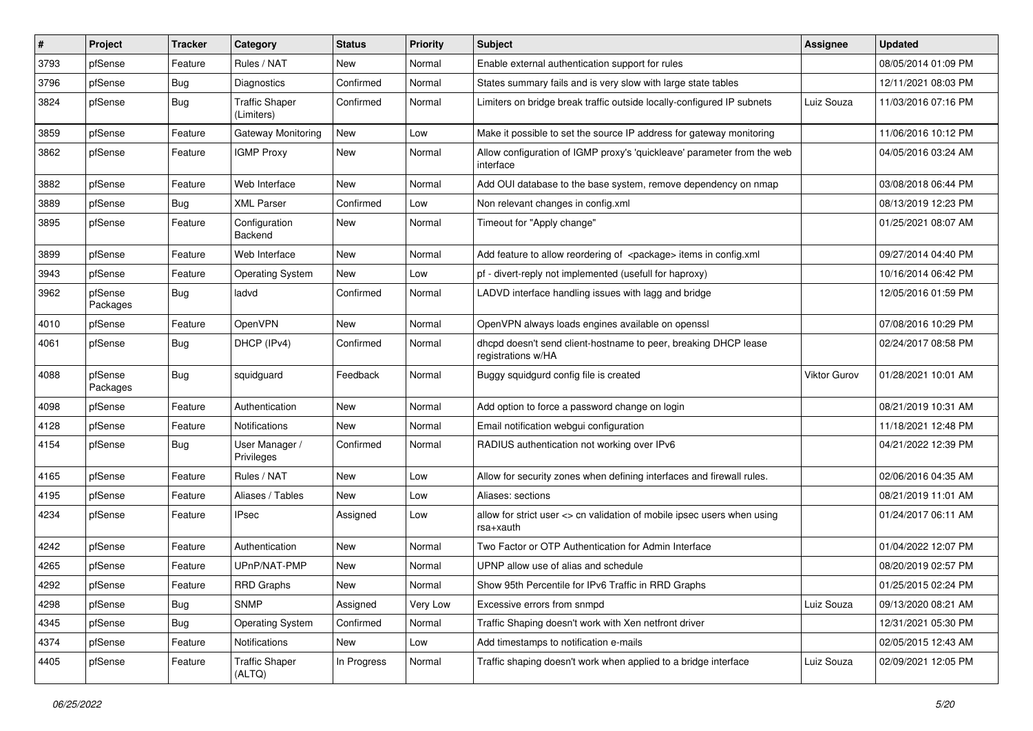| # | Project | Tracker | Category | Status | Priority | Subject | Assignee | Updated |
|---|---|---|---|---|---|---|---|---|
| 3793 | pfSense | Feature | Rules / NAT | New | Normal | Enable external authentication support for rules | | 08/05/2014 01:09 PM |
| 3796 | pfSense | Bug | Diagnostics | Confirmed | Normal | States summary fails and is very slow with large state tables | | 12/11/2021 08:03 PM |
| 3824 | pfSense | Bug | Traffic Shaper (Limiters) | Confirmed | Normal | Limiters on bridge break traffic outside locally-configured IP subnets | Luiz Souza | 11/03/2016 07:16 PM |
| 3859 | pfSense | Feature | Gateway Monitoring | New | Low | Make it possible to set the source IP address for gateway monitoring | | 11/06/2016 10:12 PM |
| 3862 | pfSense | Feature | IGMP Proxy | New | Normal | Allow configuration of IGMP proxy's 'quickleave' parameter from the web interface | | 04/05/2016 03:24 AM |
| 3882 | pfSense | Feature | Web Interface | New | Normal | Add OUI database to the base system, remove dependency on nmap | | 03/08/2018 06:44 PM |
| 3889 | pfSense | Bug | XML Parser | Confirmed | Low | Non relevant changes in config.xml | | 08/13/2019 12:23 PM |
| 3895 | pfSense | Feature | Configuration Backend | New | Normal | Timeout for "Apply change" | | 01/25/2021 08:07 AM |
| 3899 | pfSense | Feature | Web Interface | New | Normal | Add feature to allow reordering of <package> items in config.xml | | 09/27/2014 04:40 PM |
| 3943 | pfSense | Feature | Operating System | New | Low | pf - divert-reply not implemented (usefull for haproxy) | | 10/16/2014 06:42 PM |
| 3962 | pfSense Packages | Bug | ladvd | Confirmed | Normal | LADVD interface handling issues with lagg and bridge | | 12/05/2016 01:59 PM |
| 4010 | pfSense | Feature | OpenVPN | New | Normal | OpenVPN always loads engines available on openssl | | 07/08/2016 10:29 PM |
| 4061 | pfSense | Bug | DHCP (IPv4) | Confirmed | Normal | dhcpd doesn't send client-hostname to peer, breaking DHCP lease registrations w/HA | | 02/24/2017 08:58 PM |
| 4088 | pfSense Packages | Bug | squidguard | Feedback | Normal | Buggy squidgurd config file is created | Viktor Gurov | 01/28/2021 10:01 AM |
| 4098 | pfSense | Feature | Authentication | New | Normal | Add option to force a password change on login | | 08/21/2019 10:31 AM |
| 4128 | pfSense | Feature | Notifications | New | Normal | Email notification webgui configuration | | 11/18/2021 12:48 PM |
| 4154 | pfSense | Bug | User Manager / Privileges | Confirmed | Normal | RADIUS authentication not working over IPv6 | | 04/21/2022 12:39 PM |
| 4165 | pfSense | Feature | Rules / NAT | New | Low | Allow for security zones when defining interfaces and firewall rules. | | 02/06/2016 04:35 AM |
| 4195 | pfSense | Feature | Aliases / Tables | New | Low | Aliases: sections | | 08/21/2019 11:01 AM |
| 4234 | pfSense | Feature | IPsec | Assigned | Low | allow for strict user <> cn validation of mobile ipsec users when using rsa+xauth | | 01/24/2017 06:11 AM |
| 4242 | pfSense | Feature | Authentication | New | Normal | Two Factor or OTP Authentication for Admin Interface | | 01/04/2022 12:07 PM |
| 4265 | pfSense | Feature | UPnP/NAT-PMP | New | Normal | UPNP allow use of alias and schedule | | 08/20/2019 02:57 PM |
| 4292 | pfSense | Feature | RRD Graphs | New | Normal | Show 95th Percentile for IPv6 Traffic in RRD Graphs | | 01/25/2015 02:24 PM |
| 4298 | pfSense | Bug | SNMP | Assigned | Very Low | Excessive errors from snmpd | Luiz Souza | 09/13/2020 08:21 AM |
| 4345 | pfSense | Bug | Operating System | Confirmed | Normal | Traffic Shaping doesn't work with Xen netfront driver | | 12/31/2021 05:30 PM |
| 4374 | pfSense | Feature | Notifications | New | Low | Add timestamps to notification e-mails | | 02/05/2015 12:43 AM |
| 4405 | pfSense | Feature | Traffic Shaper (ALTQ) | In Progress | Normal | Traffic shaping doesn't work when applied to a bridge interface | Luiz Souza | 02/09/2021 12:05 PM |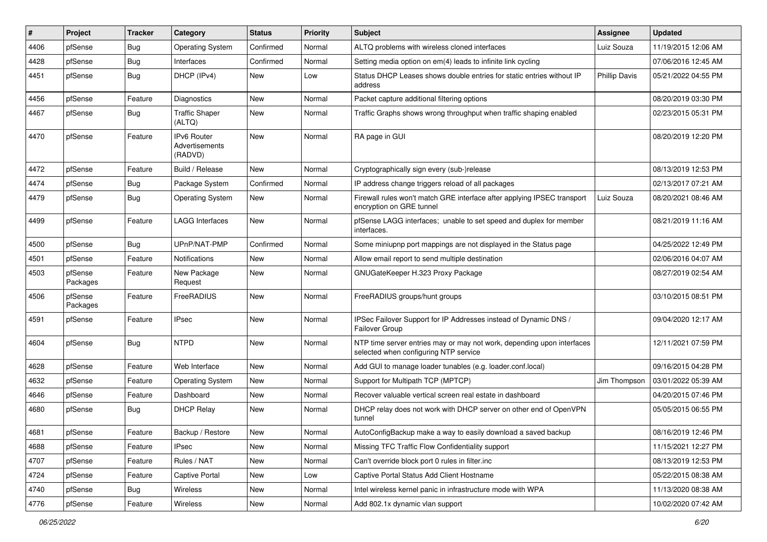| # | Project | Tracker | Category | Status | Priority | Subject | Assignee | Updated |
|---|---|---|---|---|---|---|---|---|
| 4406 | pfSense | Bug | Operating System | Confirmed | Normal | ALTQ problems with wireless cloned interfaces | Luiz Souza | 11/19/2015 12:06 AM |
| 4428 | pfSense | Bug | Interfaces | Confirmed | Normal | Setting media option on em(4) leads to infinite link cycling | | 07/06/2016 12:45 AM |
| 4451 | pfSense | Bug | DHCP (IPv4) | New | Low | Status DHCP Leases shows double entries for static entries without IP address | Phillip Davis | 05/21/2022 04:55 PM |
| 4456 | pfSense | Feature | Diagnostics | New | Normal | Packet capture additional filtering options | | 08/20/2019 03:30 PM |
| 4467 | pfSense | Bug | Traffic Shaper (ALTQ) | New | Normal | Traffic Graphs shows wrong throughput when traffic shaping enabled | | 02/23/2015 05:31 PM |
| 4470 | pfSense | Feature | IPv6 Router Advertisements (RADVD) | New | Normal | RA page in GUI | | 08/20/2019 12:20 PM |
| 4472 | pfSense | Feature | Build / Release | New | Normal | Cryptographically sign every (sub-)release | | 08/13/2019 12:53 PM |
| 4474 | pfSense | Bug | Package System | Confirmed | Normal | IP address change triggers reload of all packages | | 02/13/2017 07:21 AM |
| 4479 | pfSense | Bug | Operating System | New | Normal | Firewall rules won't match GRE interface after applying IPSEC transport encryption on GRE tunnel | Luiz Souza | 08/20/2021 08:46 AM |
| 4499 | pfSense | Feature | LAGG Interfaces | New | Normal | pfSense LAGG interfaces; unable to set speed and duplex for member interfaces. | | 08/21/2019 11:16 AM |
| 4500 | pfSense | Bug | UPnP/NAT-PMP | Confirmed | Normal | Some miniupnp port mappings are not displayed in the Status page | | 04/25/2022 12:49 PM |
| 4501 | pfSense | Feature | Notifications | New | Normal | Allow email report to send multiple destination | | 02/06/2016 04:07 AM |
| 4503 | pfSense Packages | Feature | New Package Request | New | Normal | GNUGateKeeper H.323 Proxy Package | | 08/27/2019 02:54 AM |
| 4506 | pfSense Packages | Feature | FreeRADIUS | New | Normal | FreeRADIUS groups/hunt groups | | 03/10/2015 08:51 PM |
| 4591 | pfSense | Feature | IPsec | New | Normal | IPSec Failover Support for IP Addresses instead of Dynamic DNS / Failover Group | | 09/04/2020 12:17 AM |
| 4604 | pfSense | Bug | NTPD | New | Normal | NTP time server entries may or may not work, depending upon interfaces selected when configuring NTP service | | 12/11/2021 07:59 PM |
| 4628 | pfSense | Feature | Web Interface | New | Normal | Add GUI to manage loader tunables (e.g. loader.conf.local) | | 09/16/2015 04:28 PM |
| 4632 | pfSense | Feature | Operating System | New | Normal | Support for Multipath TCP (MPTCP) | Jim Thompson | 03/01/2022 05:39 AM |
| 4646 | pfSense | Feature | Dashboard | New | Normal | Recover valuable vertical screen real estate in dashboard | | 04/20/2015 07:46 PM |
| 4680 | pfSense | Bug | DHCP Relay | New | Normal | DHCP relay does not work with DHCP server on other end of OpenVPN tunnel | | 05/05/2015 06:55 PM |
| 4681 | pfSense | Feature | Backup / Restore | New | Normal | AutoConfigBackup make a way to easily download a saved backup | | 08/16/2019 12:46 PM |
| 4688 | pfSense | Feature | IPsec | New | Normal | Missing TFC Traffic Flow Confidentiality support | | 11/15/2021 12:27 PM |
| 4707 | pfSense | Feature | Rules / NAT | New | Normal | Can't override block port 0 rules in filter.inc | | 08/13/2019 12:53 PM |
| 4724 | pfSense | Feature | Captive Portal | New | Low | Captive Portal Status Add Client Hostname | | 05/22/2015 08:38 AM |
| 4740 | pfSense | Bug | Wireless | New | Normal | Intel wireless kernel panic in infrastructure mode with WPA | | 11/13/2020 08:38 AM |
| 4776 | pfSense | Feature | Wireless | New | Normal | Add 802.1x dynamic vlan support | | 10/02/2020 07:42 AM |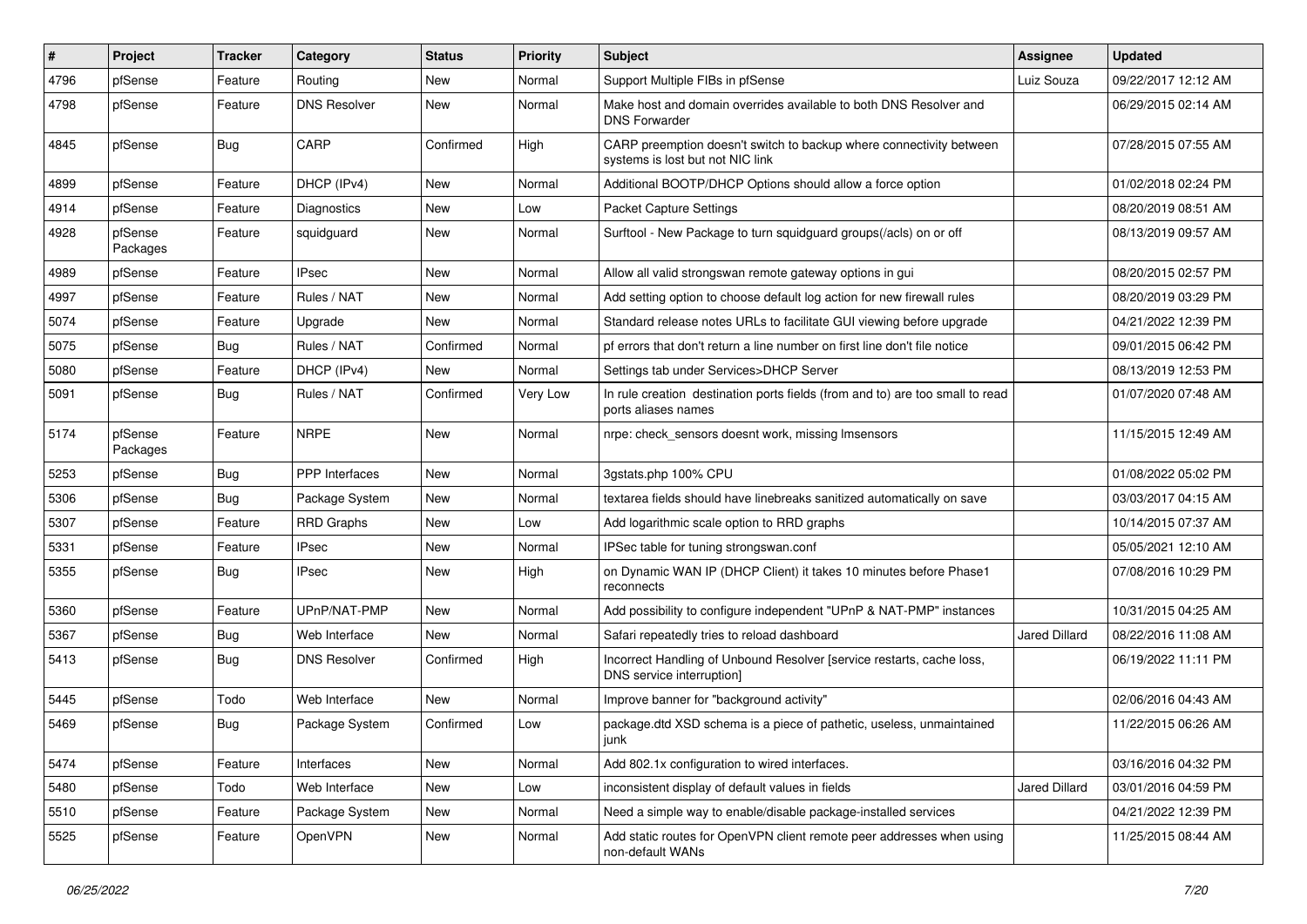| # | Project | Tracker | Category | Status | Priority | Subject | Assignee | Updated |
|---|---|---|---|---|---|---|---|---|
| 4796 | pfSense | Feature | Routing | New | Normal | Support Multiple FIBs in pfSense | Luiz Souza | 09/22/2017 12:12 AM |
| 4798 | pfSense | Feature | DNS Resolver | New | Normal | Make host and domain overrides available to both DNS Resolver and DNS Forwarder | | 06/29/2015 02:14 AM |
| 4845 | pfSense | Bug | CARP | Confirmed | High | CARP preemption doesn't switch to backup where connectivity between systems is lost but not NIC link | | 07/28/2015 07:55 AM |
| 4899 | pfSense | Feature | DHCP (IPv4) | New | Normal | Additional BOOTP/DHCP Options should allow a force option | | 01/02/2018 02:24 PM |
| 4914 | pfSense | Feature | Diagnostics | New | Low | Packet Capture Settings | | 08/20/2019 08:51 AM |
| 4928 | pfSense Packages | Feature | squidguard | New | Normal | Surftool - New Package to turn squidguard groups(/acls) on or off | | 08/13/2019 09:57 AM |
| 4989 | pfSense | Feature | IPsec | New | Normal | Allow all valid strongswan remote gateway options in gui | | 08/20/2015 02:57 PM |
| 4997 | pfSense | Feature | Rules / NAT | New | Normal | Add setting option to choose default log action for new firewall rules | | 08/20/2019 03:29 PM |
| 5074 | pfSense | Feature | Upgrade | New | Normal | Standard release notes URLs to facilitate GUI viewing before upgrade | | 04/21/2022 12:39 PM |
| 5075 | pfSense | Bug | Rules / NAT | Confirmed | Normal | pf errors that don't return a line number on first line don't file notice | | 09/01/2015 06:42 PM |
| 5080 | pfSense | Feature | DHCP (IPv4) | New | Normal | Settings tab under Services>DHCP Server | | 08/13/2019 12:53 PM |
| 5091 | pfSense | Bug | Rules / NAT | Confirmed | Very Low | In rule creation destination ports fields (from and to) are too small to read ports aliases names | | 01/07/2020 07:48 AM |
| 5174 | pfSense Packages | Feature | NRPE | New | Normal | nrpe: check_sensors doesnt work, missing lmsensors | | 11/15/2015 12:49 AM |
| 5253 | pfSense | Bug | PPP Interfaces | New | Normal | 3gstats.php 100% CPU | | 01/08/2022 05:02 PM |
| 5306 | pfSense | Bug | Package System | New | Normal | textarea fields should have linebreaks sanitized automatically on save | | 03/03/2017 04:15 AM |
| 5307 | pfSense | Feature | RRD Graphs | New | Low | Add logarithmic scale option to RRD graphs | | 10/14/2015 07:37 AM |
| 5331 | pfSense | Feature | IPsec | New | Normal | IPSec table for tuning strongswan.conf | | 05/05/2021 12:10 AM |
| 5355 | pfSense | Bug | IPsec | New | High | on Dynamic WAN IP (DHCP Client) it takes 10 minutes before Phase1 reconnects | | 07/08/2016 10:29 PM |
| 5360 | pfSense | Feature | UPnP/NAT-PMP | New | Normal | Add possibility to configure independent "UPnP & NAT-PMP" instances | | 10/31/2015 04:25 AM |
| 5367 | pfSense | Bug | Web Interface | New | Normal | Safari repeatedly tries to reload dashboard | Jared Dillard | 08/22/2016 11:08 AM |
| 5413 | pfSense | Bug | DNS Resolver | Confirmed | High | Incorrect Handling of Unbound Resolver [service restarts, cache loss, DNS service interruption] | | 06/19/2022 11:11 PM |
| 5445 | pfSense | Todo | Web Interface | New | Normal | Improve banner for "background activity" | | 02/06/2016 04:43 AM |
| 5469 | pfSense | Bug | Package System | Confirmed | Low | package.dtd XSD schema is a piece of pathetic, useless, unmaintained junk | | 11/22/2015 06:26 AM |
| 5474 | pfSense | Feature | Interfaces | New | Normal | Add 802.1x configuration to wired interfaces. | | 03/16/2016 04:32 PM |
| 5480 | pfSense | Todo | Web Interface | New | Low | inconsistent display of default values in fields | Jared Dillard | 03/01/2016 04:59 PM |
| 5510 | pfSense | Feature | Package System | New | Normal | Need a simple way to enable/disable package-installed services | | 04/21/2022 12:39 PM |
| 5525 | pfSense | Feature | OpenVPN | New | Normal | Add static routes for OpenVPN client remote peer addresses when using non-default WANs | | 11/25/2015 08:44 AM |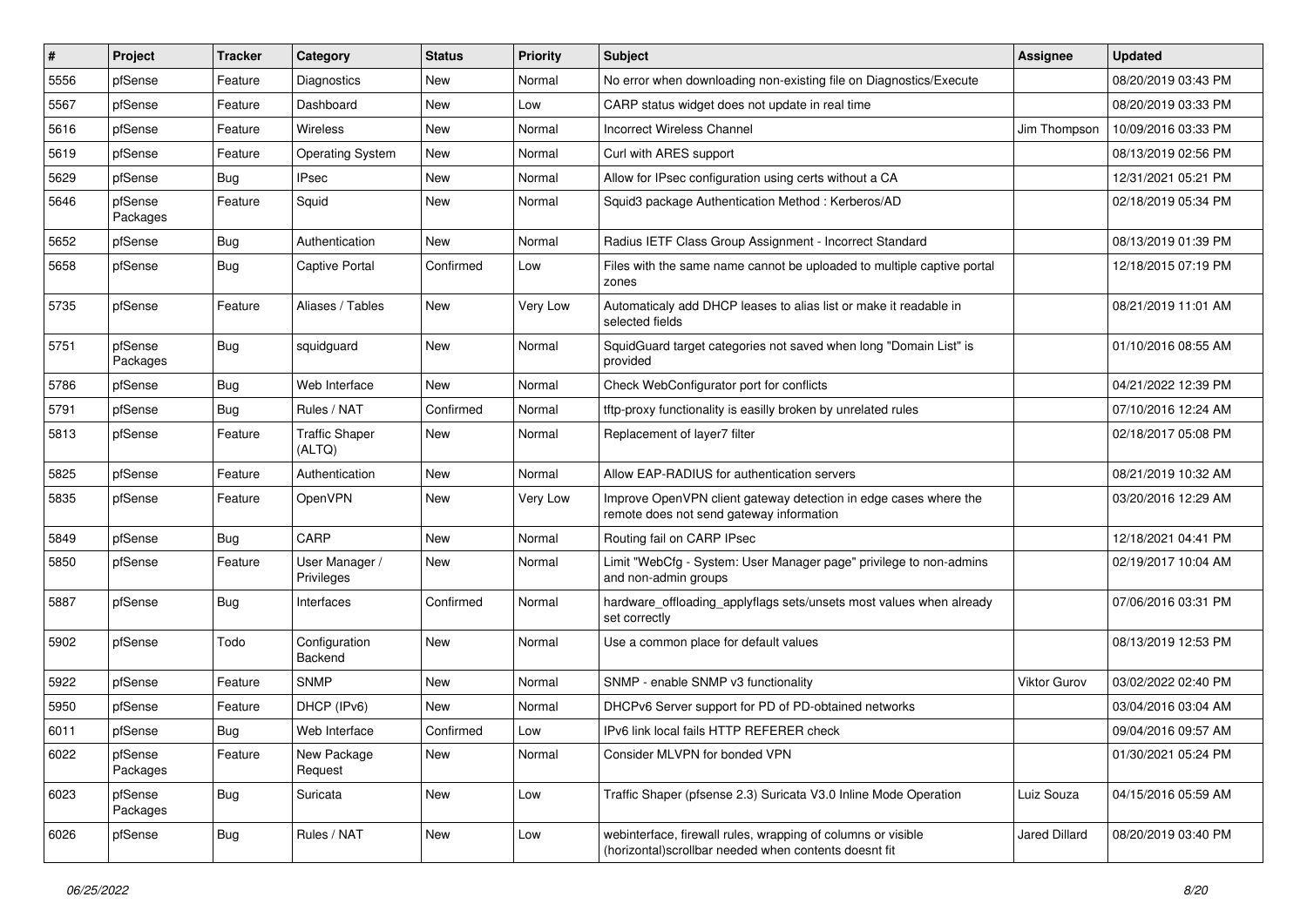| # | Project | Tracker | Category | Status | Priority | Subject | Assignee | Updated |
|---|---|---|---|---|---|---|---|---|
| 5556 | pfSense | Feature | Diagnostics | New | Normal | No error when downloading non-existing file on Diagnostics/Execute | | 08/20/2019 03:43 PM |
| 5567 | pfSense | Feature | Dashboard | New | Low | CARP status widget does not update in real time | | 08/20/2019 03:33 PM |
| 5616 | pfSense | Feature | Wireless | New | Normal | Incorrect Wireless Channel | Jim Thompson | 10/09/2016 03:33 PM |
| 5619 | pfSense | Feature | Operating System | New | Normal | Curl with ARES support | | 08/13/2019 02:56 PM |
| 5629 | pfSense | Bug | IPsec | New | Normal | Allow for IPsec configuration using certs without a CA | | 12/31/2021 05:21 PM |
| 5646 | pfSense Packages | Feature | Squid | New | Normal | Squid3 package Authentication Method : Kerberos/AD | | 02/18/2019 05:34 PM |
| 5652 | pfSense | Bug | Authentication | New | Normal | Radius IETF Class Group Assignment - Incorrect Standard | | 08/13/2019 01:39 PM |
| 5658 | pfSense | Bug | Captive Portal | Confirmed | Low | Files with the same name cannot be uploaded to multiple captive portal zones | | 12/18/2015 07:19 PM |
| 5735 | pfSense | Feature | Aliases / Tables | New | Very Low | Automaticaly add DHCP leases to alias list or make it readable in selected fields | | 08/21/2019 11:01 AM |
| 5751 | pfSense Packages | Bug | squidguard | New | Normal | SquidGuard target categories not saved when long "Domain List" is provided | | 01/10/2016 08:55 AM |
| 5786 | pfSense | Bug | Web Interface | New | Normal | Check WebConfigurator port for conflicts | | 04/21/2022 12:39 PM |
| 5791 | pfSense | Bug | Rules / NAT | Confirmed | Normal | tftp-proxy functionality is easilly broken by unrelated rules | | 07/10/2016 12:24 AM |
| 5813 | pfSense | Feature | Traffic Shaper (ALTQ) | New | Normal | Replacement of layer7 filter | | 02/18/2017 05:08 PM |
| 5825 | pfSense | Feature | Authentication | New | Normal | Allow EAP-RADIUS for authentication servers | | 08/21/2019 10:32 AM |
| 5835 | pfSense | Feature | OpenVPN | New | Very Low | Improve OpenVPN client gateway detection in edge cases where the remote does not send gateway information | | 03/20/2016 12:29 AM |
| 5849 | pfSense | Bug | CARP | New | Normal | Routing fail on CARP IPsec | | 12/18/2021 04:41 PM |
| 5850 | pfSense | Feature | User Manager / Privileges | New | Normal | Limit "WebCfg - System: User Manager page" privilege to non-admins and non-admin groups | | 02/19/2017 10:04 AM |
| 5887 | pfSense | Bug | Interfaces | Confirmed | Normal | hardware_offloading_applyflags sets/unsets most values when already set correctly | | 07/06/2016 03:31 PM |
| 5902 | pfSense | Todo | Configuration Backend | New | Normal | Use a common place for default values | | 08/13/2019 12:53 PM |
| 5922 | pfSense | Feature | SNMP | New | Normal | SNMP - enable SNMP v3 functionality | Viktor Gurov | 03/02/2022 02:40 PM |
| 5950 | pfSense | Feature | DHCP (IPv6) | New | Normal | DHCPv6 Server support for PD of PD-obtained networks | | 03/04/2016 03:04 AM |
| 6011 | pfSense | Bug | Web Interface | Confirmed | Low | IPv6 link local fails HTTP REFERER check | | 09/04/2016 09:57 AM |
| 6022 | pfSense Packages | Feature | New Package Request | New | Normal | Consider MLVPN for bonded VPN | | 01/30/2021 05:24 PM |
| 6023 | pfSense Packages | Bug | Suricata | New | Low | Traffic Shaper (pfsense 2.3) Suricata V3.0 Inline Mode Operation | Luiz Souza | 04/15/2016 05:59 AM |
| 6026 | pfSense | Bug | Rules / NAT | New | Low | webinterface, firewall rules, wrapping of columns or visible (horizontal)scrollbar needed when contents doesnt fit | Jared Dillard | 08/20/2019 03:40 PM |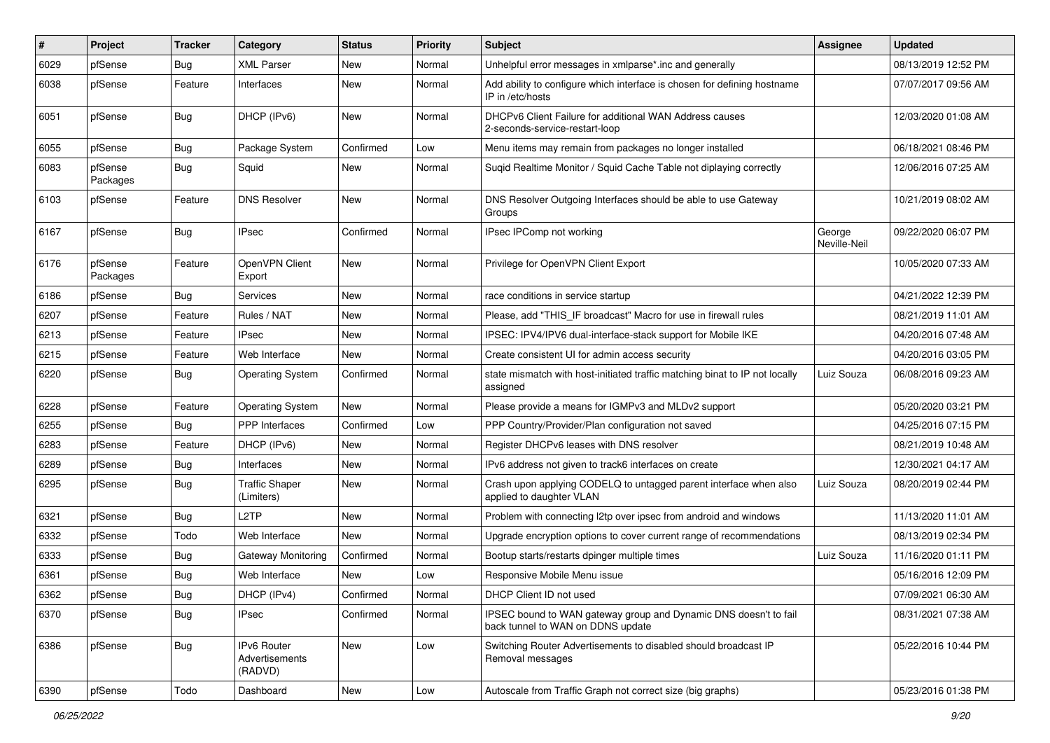| # | Project | Tracker | Category | Status | Priority | Subject | Assignee | Updated |
|---|---|---|---|---|---|---|---|---|
| 6029 | pfSense | Bug | XML Parser | New | Normal | Unhelpful error messages in xmlparse*.inc and generally | | 08/13/2019 12:52 PM |
| 6038 | pfSense | Feature | Interfaces | New | Normal | Add ability to configure which interface is chosen for defining hostname IP in /etc/hosts | | 07/07/2017 09:56 AM |
| 6051 | pfSense | Bug | DHCP (IPv6) | New | Normal | DHCPv6 Client Failure for additional WAN Address causes 2-seconds-service-restart-loop | | 12/03/2020 01:08 AM |
| 6055 | pfSense | Bug | Package System | Confirmed | Low | Menu items may remain from packages no longer installed | | 06/18/2021 08:46 PM |
| 6083 | pfSense Packages | Bug | Squid | New | Normal | Suqid Realtime Monitor / Squid Cache Table not diplaying correctly | | 12/06/2016 07:25 AM |
| 6103 | pfSense | Feature | DNS Resolver | New | Normal | DNS Resolver Outgoing Interfaces should be able to use Gateway Groups | | 10/21/2019 08:02 AM |
| 6167 | pfSense | Bug | IPsec | Confirmed | Normal | IPsec IPComp not working | George Neville-Neil | 09/22/2020 06:07 PM |
| 6176 | pfSense Packages | Feature | OpenVPN Client Export | New | Normal | Privilege for OpenVPN Client Export | | 10/05/2020 07:33 AM |
| 6186 | pfSense | Bug | Services | New | Normal | race conditions in service startup | | 04/21/2022 12:39 PM |
| 6207 | pfSense | Feature | Rules / NAT | New | Normal | Please, add "THIS_IF broadcast" Macro for use in firewall rules | | 08/21/2019 11:01 AM |
| 6213 | pfSense | Feature | IPsec | New | Normal | IPSEC: IPV4/IPV6 dual-interface-stack support for Mobile IKE | | 04/20/2016 07:48 AM |
| 6215 | pfSense | Feature | Web Interface | New | Normal | Create consistent UI for admin access security | | 04/20/2016 03:05 PM |
| 6220 | pfSense | Bug | Operating System | Confirmed | Normal | state mismatch with host-initiated traffic matching binat to IP not locally assigned | Luiz Souza | 06/08/2016 09:23 AM |
| 6228 | pfSense | Feature | Operating System | New | Normal | Please provide a means for IGMPv3 and MLDv2 support | | 05/20/2020 03:21 PM |
| 6255 | pfSense | Bug | PPP Interfaces | Confirmed | Low | PPP Country/Provider/Plan configuration not saved | | 04/25/2016 07:15 PM |
| 6283 | pfSense | Feature | DHCP (IPv6) | New | Normal | Register DHCPv6 leases with DNS resolver | | 08/21/2019 10:48 AM |
| 6289 | pfSense | Bug | Interfaces | New | Normal | IPv6 address not given to track6 interfaces on create | | 12/30/2021 04:17 AM |
| 6295 | pfSense | Bug | Traffic Shaper (Limiters) | New | Normal | Crash upon applying CODELQ to untagged parent interface when also applied to daughter VLAN | Luiz Souza | 08/20/2019 02:44 PM |
| 6321 | pfSense | Bug | L2TP | New | Normal | Problem with connecting l2tp over ipsec from android and windows | | 11/13/2020 11:01 AM |
| 6332 | pfSense | Todo | Web Interface | New | Normal | Upgrade encryption options to cover current range of recommendations | | 08/13/2019 02:34 PM |
| 6333 | pfSense | Bug | Gateway Monitoring | Confirmed | Normal | Bootup starts/restarts dpinger multiple times | Luiz Souza | 11/16/2020 01:11 PM |
| 6361 | pfSense | Bug | Web Interface | New | Low | Responsive Mobile Menu issue | | 05/16/2016 12:09 PM |
| 6362 | pfSense | Bug | DHCP (IPv4) | Confirmed | Normal | DHCP Client ID not used | | 07/09/2021 06:30 AM |
| 6370 | pfSense | Bug | IPsec | Confirmed | Normal | IPSEC bound to WAN gateway group and Dynamic DNS doesn't to fail back tunnel to WAN on DDNS update | | 08/31/2021 07:38 AM |
| 6386 | pfSense | Bug | IPv6 Router Advertisements (RADVD) | New | Low | Switching Router Advertisements to disabled should broadcast IP Removal messages | | 05/22/2016 10:44 PM |
| 6390 | pfSense | Todo | Dashboard | New | Low | Autoscale from Traffic Graph not correct size (big graphs) | | 05/23/2016 01:38 PM |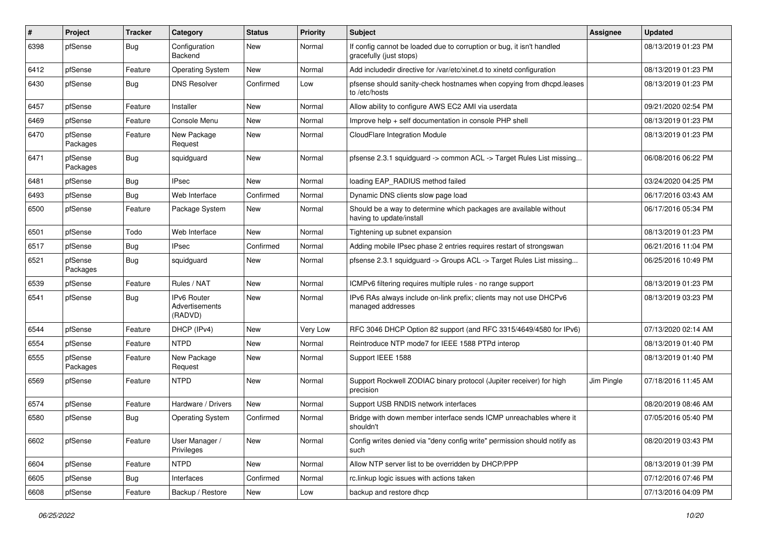| # | Project | Tracker | Category | Status | Priority | Subject | Assignee | Updated |
|---|---|---|---|---|---|---|---|---|
| 6398 | pfSense | Bug | Configuration Backend | New | Normal | If config cannot be loaded due to corruption or bug, it isn't handled gracefully (just stops) | | 08/13/2019 01:23 PM |
| 6412 | pfSense | Feature | Operating System | New | Normal | Add includedir directive for /var/etc/xinet.d to xinetd configuration | | 08/13/2019 01:23 PM |
| 6430 | pfSense | Bug | DNS Resolver | Confirmed | Low | pfsense should sanity-check hostnames when copying from dhcpd.leases to /etc/hosts | | 08/13/2019 01:23 PM |
| 6457 | pfSense | Feature | Installer | New | Normal | Allow ability to configure AWS EC2 AMI via userdata | | 09/21/2020 02:54 PM |
| 6469 | pfSense | Feature | Console Menu | New | Normal | Improve help + self documentation in console PHP shell | | 08/13/2019 01:23 PM |
| 6470 | pfSense Packages | Feature | New Package Request | New | Normal | CloudFlare Integration Module | | 08/13/2019 01:23 PM |
| 6471 | pfSense Packages | Bug | squidguard | New | Normal | pfsense 2.3.1 squidguard -> common ACL -> Target Rules List missing... | | 06/08/2016 06:22 PM |
| 6481 | pfSense | Bug | IPsec | New | Normal | loading EAP_RADIUS method failed | | 03/24/2020 04:25 PM |
| 6493 | pfSense | Bug | Web Interface | Confirmed | Normal | Dynamic DNS clients slow page load | | 06/17/2016 03:43 AM |
| 6500 | pfSense | Feature | Package System | New | Normal | Should be a way to determine which packages are available without having to update/install | | 06/17/2016 05:34 PM |
| 6501 | pfSense | Todo | Web Interface | New | Normal | Tightening up subnet expansion | | 08/13/2019 01:23 PM |
| 6517 | pfSense | Bug | IPsec | Confirmed | Normal | Adding mobile IPsec phase 2 entries requires restart of strongswan | | 06/21/2016 11:04 PM |
| 6521 | pfSense Packages | Bug | squidguard | New | Normal | pfsense 2.3.1 squidguard -> Groups ACL -> Target Rules List missing... | | 06/25/2016 10:49 PM |
| 6539 | pfSense | Feature | Rules / NAT | New | Normal | ICMPv6 filtering requires multiple rules - no range support | | 08/13/2019 01:23 PM |
| 6541 | pfSense | Bug | IPv6 Router Advertisements (RADVD) | New | Normal | IPv6 RAs always include on-link prefix; clients may not use DHCPv6 managed addresses | | 08/13/2019 03:23 PM |
| 6544 | pfSense | Feature | DHCP (IPv4) | New | Very Low | RFC 3046 DHCP Option 82 support (and RFC 3315/4649/4580 for IPv6) | | 07/13/2020 02:14 AM |
| 6554 | pfSense | Feature | NTPD | New | Normal | Reintroduce NTP mode7 for IEEE 1588 PTPd interop | | 08/13/2019 01:40 PM |
| 6555 | pfSense Packages | Feature | New Package Request | New | Normal | Support IEEE 1588 | | 08/13/2019 01:40 PM |
| 6569 | pfSense | Feature | NTPD | New | Normal | Support Rockwell ZODIAC binary protocol (Jupiter receiver) for high precision | Jim Pingle | 07/18/2016 11:45 AM |
| 6574 | pfSense | Feature | Hardware / Drivers | New | Normal | Support USB RNDIS network interfaces | | 08/20/2019 08:46 AM |
| 6580 | pfSense | Bug | Operating System | Confirmed | Normal | Bridge with down member interface sends ICMP unreachables where it shouldn't | | 07/05/2016 05:40 PM |
| 6602 | pfSense | Feature | User Manager / Privileges | New | Normal | Config writes denied via "deny config write" permission should notify as such | | 08/20/2019 03:43 PM |
| 6604 | pfSense | Feature | NTPD | New | Normal | Allow NTP server list to be overridden by DHCP/PPP | | 08/13/2019 01:39 PM |
| 6605 | pfSense | Bug | Interfaces | Confirmed | Normal | rc.linkup logic issues with actions taken | | 07/12/2016 07:46 PM |
| 6608 | pfSense | Feature | Backup / Restore | New | Low | backup and restore dhcp | | 07/13/2016 04:09 PM |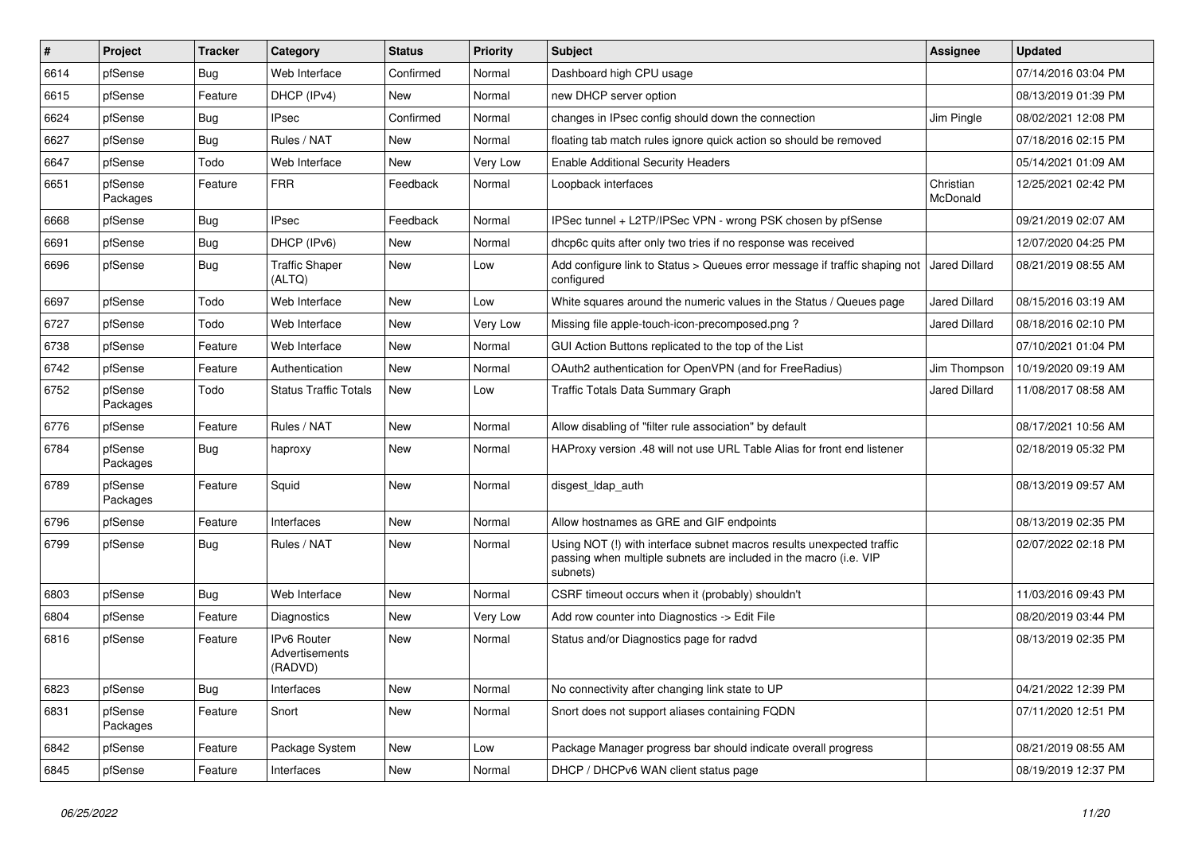| # | Project | Tracker | Category | Status | Priority | Subject | Assignee | Updated |
|---|---|---|---|---|---|---|---|---|
| 6614 | pfSense | Bug | Web Interface | Confirmed | Normal | Dashboard high CPU usage | | 07/14/2016 03:04 PM |
| 6615 | pfSense | Feature | DHCP (IPv4) | New | Normal | new DHCP server option | | 08/13/2019 01:39 PM |
| 6624 | pfSense | Bug | IPsec | Confirmed | Normal | changes in IPsec config should down the connection | Jim Pingle | 08/02/2021 12:08 PM |
| 6627 | pfSense | Bug | Rules / NAT | New | Normal | floating tab match rules ignore quick action so should be removed | | 07/18/2016 02:15 PM |
| 6647 | pfSense | Todo | Web Interface | New | Very Low | Enable Additional Security Headers | | 05/14/2021 01:09 AM |
| 6651 | pfSense Packages | Feature | FRR | Feedback | Normal | Loopback interfaces | Christian McDonald | 12/25/2021 02:42 PM |
| 6668 | pfSense | Bug | IPsec | Feedback | Normal | IPSec tunnel + L2TP/IPSec VPN - wrong PSK chosen by pfSense | | 09/21/2019 02:07 AM |
| 6691 | pfSense | Bug | DHCP (IPv6) | New | Normal | dhcp6c quits after only two tries if no response was received | | 12/07/2020 04:25 PM |
| 6696 | pfSense | Bug | Traffic Shaper (ALTQ) | New | Low | Add configure link to Status > Queues error message if traffic shaping not configured | Jared Dillard | 08/21/2019 08:55 AM |
| 6697 | pfSense | Todo | Web Interface | New | Low | White squares around the numeric values in the Status / Queues page | Jared Dillard | 08/15/2016 03:19 AM |
| 6727 | pfSense | Todo | Web Interface | New | Very Low | Missing file apple-touch-icon-precomposed.png ? | Jared Dillard | 08/18/2016 02:10 PM |
| 6738 | pfSense | Feature | Web Interface | New | Normal | GUI Action Buttons replicated to the top of the List | | 07/10/2021 01:04 PM |
| 6742 | pfSense | Feature | Authentication | New | Normal | OAuth2 authentication for OpenVPN (and for FreeRadius) | Jim Thompson | 10/19/2020 09:19 AM |
| 6752 | pfSense Packages | Todo | Status Traffic Totals | New | Low | Traffic Totals Data Summary Graph | Jared Dillard | 11/08/2017 08:58 AM |
| 6776 | pfSense | Feature | Rules / NAT | New | Normal | Allow disabling of "filter rule association" by default | | 08/17/2021 10:56 AM |
| 6784 | pfSense Packages | Bug | haproxy | New | Normal | HAProxy version .48 will not use URL Table Alias for front end listener | | 02/18/2019 05:32 PM |
| 6789 | pfSense Packages | Feature | Squid | New | Normal | disgest_ldap_auth | | 08/13/2019 09:57 AM |
| 6796 | pfSense | Feature | Interfaces | New | Normal | Allow hostnames as GRE and GIF endpoints | | 08/13/2019 02:35 PM |
| 6799 | pfSense | Bug | Rules / NAT | New | Normal | Using NOT (!) with interface subnet macros results unexpected traffic passing when multiple subnets are included in the macro (i.e. VIP subnets) | | 02/07/2022 02:18 PM |
| 6803 | pfSense | Bug | Web Interface | New | Normal | CSRF timeout occurs when it (probably) shouldn't | | 11/03/2016 09:43 PM |
| 6804 | pfSense | Feature | Diagnostics | New | Very Low | Add row counter into Diagnostics -> Edit File | | 08/20/2019 03:44 PM |
| 6816 | pfSense | Feature | IPv6 Router Advertisements (RADVD) | New | Normal | Status and/or Diagnostics page for radvd | | 08/13/2019 02:35 PM |
| 6823 | pfSense | Bug | Interfaces | New | Normal | No connectivity after changing link state to UP | | 04/21/2022 12:39 PM |
| 6831 | pfSense Packages | Feature | Snort | New | Normal | Snort does not support aliases containing FQDN | | 07/11/2020 12:51 PM |
| 6842 | pfSense | Feature | Package System | New | Low | Package Manager progress bar should indicate overall progress | | 08/21/2019 08:55 AM |
| 6845 | pfSense | Feature | Interfaces | New | Normal | DHCP / DHCPv6 WAN client status page | | 08/19/2019 12:37 PM |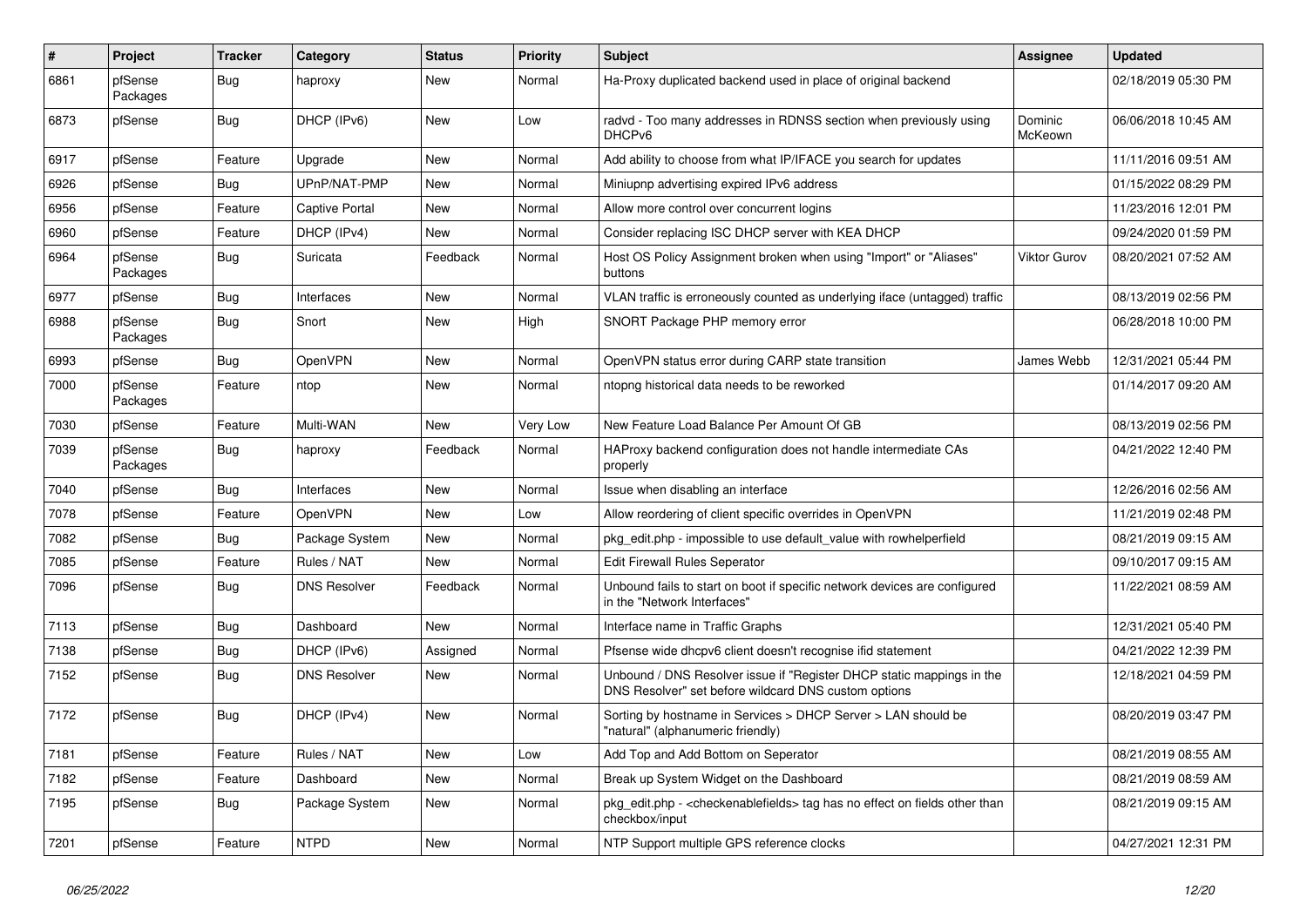| # | Project | Tracker | Category | Status | Priority | Subject | Assignee | Updated |
|---|---|---|---|---|---|---|---|---|
| 6861 | pfSense Packages | Bug | haproxy | New | Normal | Ha-Proxy duplicated backend used in place of original backend | | 02/18/2019 05:30 PM |
| 6873 | pfSense | Bug | DHCP (IPv6) | New | Low | radvd - Too many addresses in RDNSS section when previously using DHCPv6 | Dominic McKeown | 06/06/2018 10:45 AM |
| 6917 | pfSense | Feature | Upgrade | New | Normal | Add ability to choose from what IP/IFACE you search for updates | | 11/11/2016 09:51 AM |
| 6926 | pfSense | Bug | UPnP/NAT-PMP | New | Normal | Miniupnp advertising expired IPv6 address | | 01/15/2022 08:29 PM |
| 6956 | pfSense | Feature | Captive Portal | New | Normal | Allow more control over concurrent logins | | 11/23/2016 12:01 PM |
| 6960 | pfSense | Feature | DHCP (IPv4) | New | Normal | Consider replacing ISC DHCP server with KEA DHCP | | 09/24/2020 01:59 PM |
| 6964 | pfSense Packages | Bug | Suricata | Feedback | Normal | Host OS Policy Assignment broken when using "Import" or "Aliases" buttons | Viktor Gurov | 08/20/2021 07:52 AM |
| 6977 | pfSense | Bug | Interfaces | New | Normal | VLAN traffic is erroneously counted as underlying iface (untagged) traffic | | 08/13/2019 02:56 PM |
| 6988 | pfSense Packages | Bug | Snort | New | High | SNORT Package PHP memory error | | 06/28/2018 10:00 PM |
| 6993 | pfSense | Bug | OpenVPN | New | Normal | OpenVPN status error during CARP state transition | James Webb | 12/31/2021 05:44 PM |
| 7000 | pfSense Packages | Feature | ntop | New | Normal | ntopng historical data needs to be reworked | | 01/14/2017 09:20 AM |
| 7030 | pfSense | Feature | Multi-WAN | New | Very Low | New Feature Load Balance Per Amount Of GB | | 08/13/2019 02:56 PM |
| 7039 | pfSense Packages | Bug | haproxy | Feedback | Normal | HAProxy backend configuration does not handle intermediate CAs properly | | 04/21/2022 12:40 PM |
| 7040 | pfSense | Bug | Interfaces | New | Normal | Issue when disabling an interface | | 12/26/2016 02:56 AM |
| 7078 | pfSense | Feature | OpenVPN | New | Low | Allow reordering of client specific overrides in OpenVPN | | 11/21/2019 02:48 PM |
| 7082 | pfSense | Bug | Package System | New | Normal | pkg_edit.php - impossible to use default_value with rowhelperfield | | 08/21/2019 09:15 AM |
| 7085 | pfSense | Feature | Rules / NAT | New | Normal | Edit Firewall Rules Seperator | | 09/10/2017 09:15 AM |
| 7096 | pfSense | Bug | DNS Resolver | Feedback | Normal | Unbound fails to start on boot if specific network devices are configured in the "Network Interfaces" | | 11/22/2021 08:59 AM |
| 7113 | pfSense | Bug | Dashboard | New | Normal | Interface name in Traffic Graphs | | 12/31/2021 05:40 PM |
| 7138 | pfSense | Bug | DHCP (IPv6) | Assigned | Normal | Pfsense wide dhcpv6 client doesn't recognise ifid statement | | 04/21/2022 12:39 PM |
| 7152 | pfSense | Bug | DNS Resolver | New | Normal | Unbound / DNS Resolver issue if "Register DHCP static mappings in the DNS Resolver" set before wildcard DNS custom options | | 12/18/2021 04:59 PM |
| 7172 | pfSense | Bug | DHCP (IPv4) | New | Normal | Sorting by hostname in Services > DHCP Server > LAN should be "natural" (alphanumeric friendly) | | 08/20/2019 03:47 PM |
| 7181 | pfSense | Feature | Rules / NAT | New | Low | Add Top and Add Bottom on Seperator | | 08/21/2019 08:55 AM |
| 7182 | pfSense | Feature | Dashboard | New | Normal | Break up System Widget on the Dashboard | | 08/21/2019 08:59 AM |
| 7195 | pfSense | Bug | Package System | New | Normal | pkg_edit.php - <checkenablefields> tag has no effect on fields other than checkbox/input | | 08/21/2019 09:15 AM |
| 7201 | pfSense | Feature | NTPD | New | Normal | NTP Support multiple GPS reference clocks | | 04/27/2021 12:31 PM |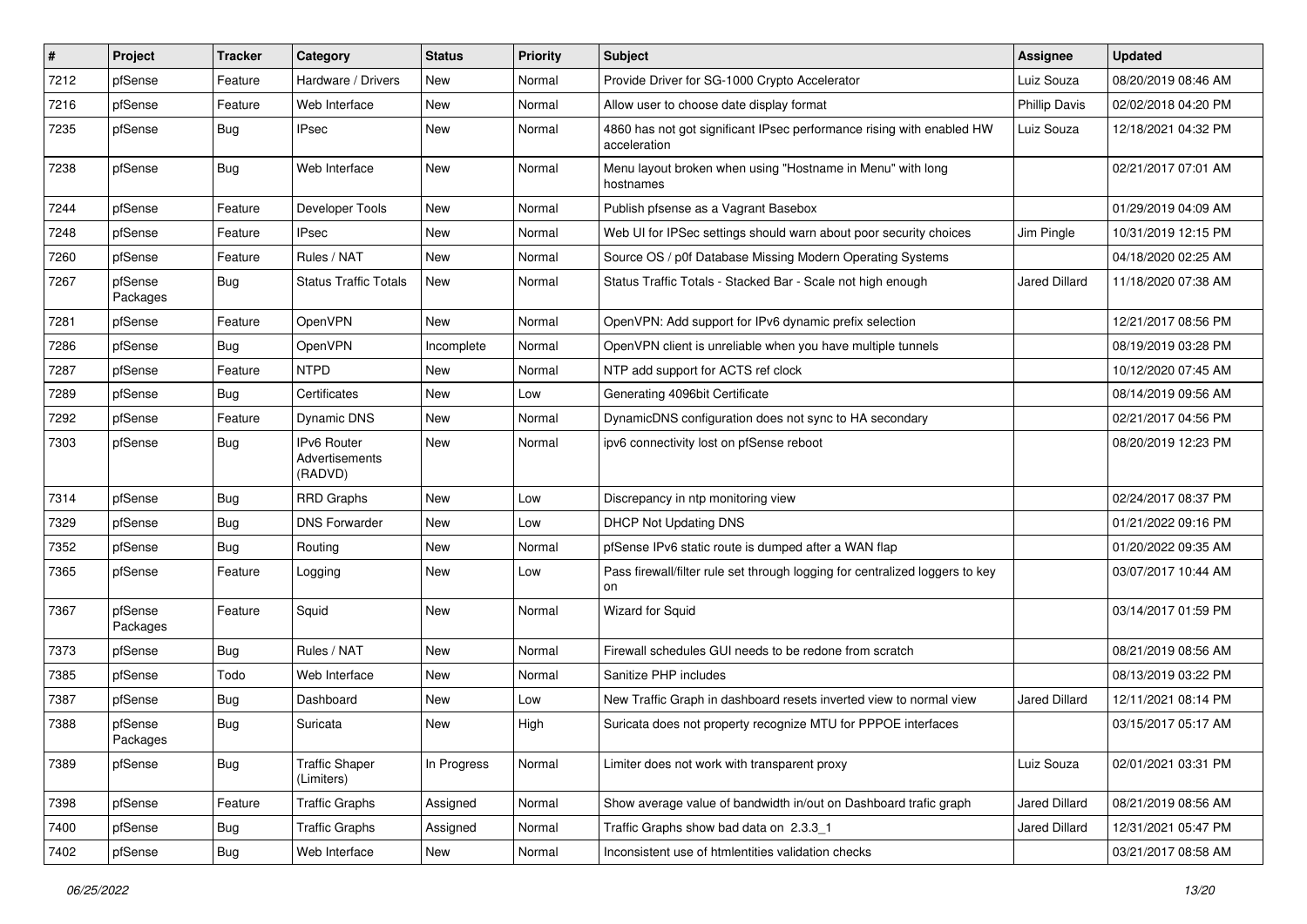| # | Project | Tracker | Category | Status | Priority | Subject | Assignee | Updated |
|---|---|---|---|---|---|---|---|---|
| 7212 | pfSense | Feature | Hardware / Drivers | New | Normal | Provide Driver for SG-1000 Crypto Accelerator | Luiz Souza | 08/20/2019 08:46 AM |
| 7216 | pfSense | Feature | Web Interface | New | Normal | Allow user to choose date display format | Phillip Davis | 02/02/2018 04:20 PM |
| 7235 | pfSense | Bug | IPsec | New | Normal | 4860 has not got significant IPsec performance rising with enabled HW acceleration | Luiz Souza | 12/18/2021 04:32 PM |
| 7238 | pfSense | Bug | Web Interface | New | Normal | Menu layout broken when using "Hostname in Menu" with long hostnames | | 02/21/2017 07:01 AM |
| 7244 | pfSense | Feature | Developer Tools | New | Normal | Publish pfsense as a Vagrant Basebox | | 01/29/2019 04:09 AM |
| 7248 | pfSense | Feature | IPsec | New | Normal | Web UI for IPSec settings should warn about poor security choices | Jim Pingle | 10/31/2019 12:15 PM |
| 7260 | pfSense | Feature | Rules / NAT | New | Normal | Source OS / p0f Database Missing Modern Operating Systems | | 04/18/2020 02:25 AM |
| 7267 | pfSense Packages | Bug | Status Traffic Totals | New | Normal | Status Traffic Totals - Stacked Bar - Scale not high enough | Jared Dillard | 11/18/2020 07:38 AM |
| 7281 | pfSense | Feature | OpenVPN | New | Normal | OpenVPN: Add support for IPv6 dynamic prefix selection | | 12/21/2017 08:56 PM |
| 7286 | pfSense | Bug | OpenVPN | Incomplete | Normal | OpenVPN client is unreliable when you have multiple tunnels | | 08/19/2019 03:28 PM |
| 7287 | pfSense | Feature | NTPD | New | Normal | NTP add support for ACTS ref clock | | 10/12/2020 07:45 AM |
| 7289 | pfSense | Bug | Certificates | New | Low | Generating 4096bit Certificate | | 08/14/2019 09:56 AM |
| 7292 | pfSense | Feature | Dynamic DNS | New | Normal | DynamicDNS configuration does not sync to HA secondary | | 02/21/2017 04:56 PM |
| 7303 | pfSense | Bug | IPv6 Router Advertisements (RADVD) | New | Normal | ipv6 connectivity lost on pfSense reboot | | 08/20/2019 12:23 PM |
| 7314 | pfSense | Bug | RRD Graphs | New | Low | Discrepancy in ntp monitoring view | | 02/24/2017 08:37 PM |
| 7329 | pfSense | Bug | DNS Forwarder | New | Low | DHCP Not Updating DNS | | 01/21/2022 09:16 PM |
| 7352 | pfSense | Bug | Routing | New | Normal | pfSense IPv6 static route is dumped after a WAN flap | | 01/20/2022 09:35 AM |
| 7365 | pfSense | Feature | Logging | New | Low | Pass firewall/filter rule set through logging for centralized loggers to key on | | 03/07/2017 10:44 AM |
| 7367 | pfSense Packages | Feature | Squid | New | Normal | Wizard for Squid | | 03/14/2017 01:59 PM |
| 7373 | pfSense | Bug | Rules / NAT | New | Normal | Firewall schedules GUI needs to be redone from scratch | | 08/21/2019 08:56 AM |
| 7385 | pfSense | Todo | Web Interface | New | Normal | Sanitize PHP includes | | 08/13/2019 03:22 PM |
| 7387 | pfSense | Bug | Dashboard | New | Low | New Traffic Graph in dashboard resets inverted view to normal view | Jared Dillard | 12/11/2021 08:14 PM |
| 7388 | pfSense Packages | Bug | Suricata | New | High | Suricata does not property recognize MTU for PPPOE interfaces | | 03/15/2017 05:17 AM |
| 7389 | pfSense | Bug | Traffic Shaper (Limiters) | In Progress | Normal | Limiter does not work with transparent proxy | Luiz Souza | 02/01/2021 03:31 PM |
| 7398 | pfSense | Feature | Traffic Graphs | Assigned | Normal | Show average value of bandwidth in/out on Dashboard trafic graph | Jared Dillard | 08/21/2019 08:56 AM |
| 7400 | pfSense | Bug | Traffic Graphs | Assigned | Normal | Traffic Graphs show bad data on 2.3.3_1 | Jared Dillard | 12/31/2021 05:47 PM |
| 7402 | pfSense | Bug | Web Interface | New | Normal | Inconsistent use of htmlentities validation checks | | 03/21/2017 08:58 AM |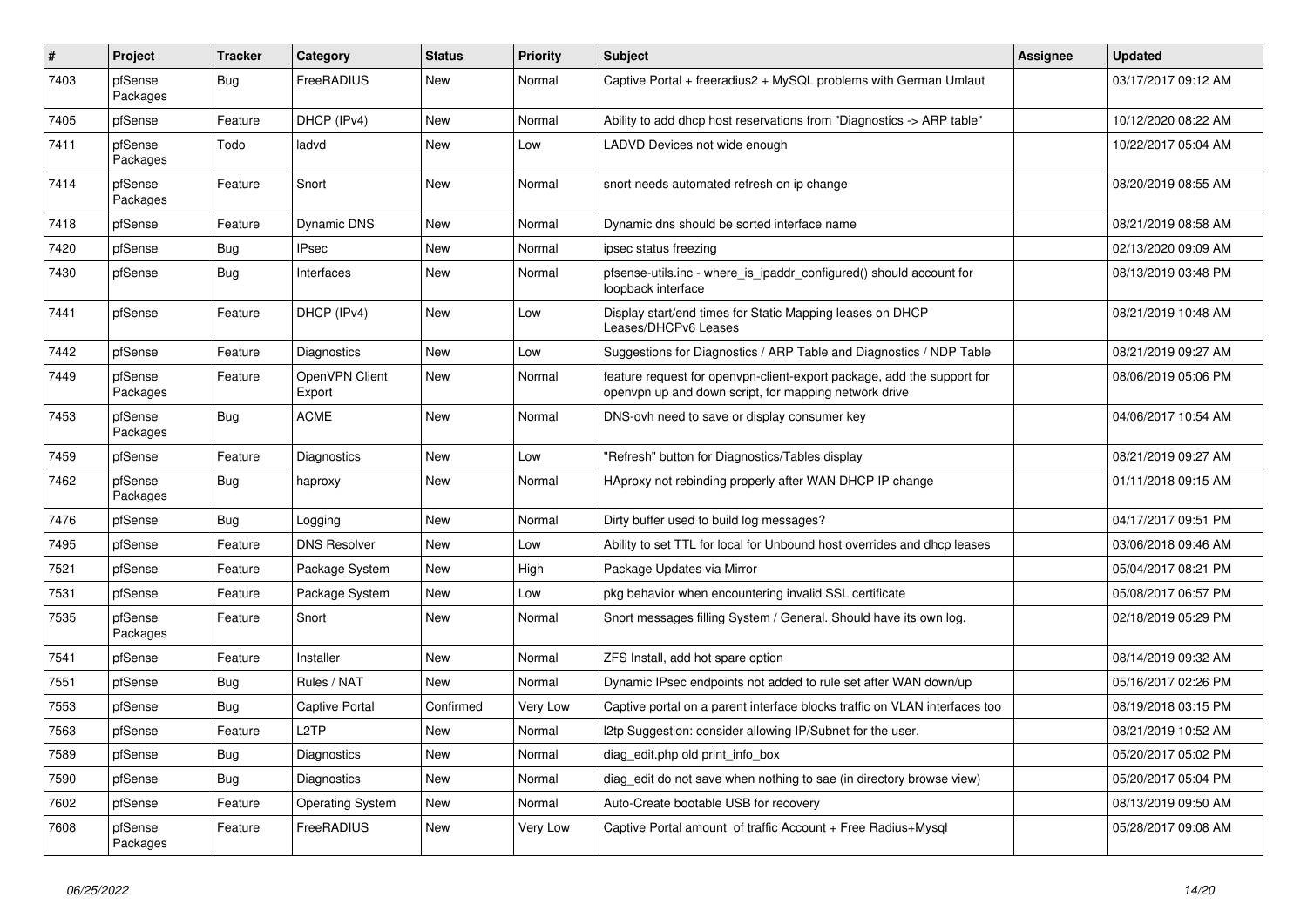| # | Project | Tracker | Category | Status | Priority | Subject | Assignee | Updated |
|---|---|---|---|---|---|---|---|---|
| 7403 | pfSense Packages | Bug | FreeRADIUS | New | Normal | Captive Portal + freeradius2 + MySQL problems with German Umlaut | | 03/17/2017 09:12 AM |
| 7405 | pfSense | Feature | DHCP (IPv4) | New | Normal | Ability to add dhcp host reservations from "Diagnostics -> ARP table" | | 10/12/2020 08:22 AM |
| 7411 | pfSense Packages | Todo | ladvd | New | Low | LADVD Devices not wide enough | | 10/22/2017 05:04 AM |
| 7414 | pfSense Packages | Feature | Snort | New | Normal | snort needs automated refresh on ip change | | 08/20/2019 08:55 AM |
| 7418 | pfSense | Feature | Dynamic DNS | New | Normal | Dynamic dns should be sorted interface name | | 08/21/2019 08:58 AM |
| 7420 | pfSense | Bug | IPsec | New | Normal | ipsec status freezing | | 02/13/2020 09:09 AM |
| 7430 | pfSense | Bug | Interfaces | New | Normal | pfsense-utils.inc - where_is_ipaddr_configured() should account for loopback interface | | 08/13/2019 03:48 PM |
| 7441 | pfSense | Feature | DHCP (IPv4) | New | Low | Display start/end times for Static Mapping leases on DHCP Leases/DHCPv6 Leases | | 08/21/2019 10:48 AM |
| 7442 | pfSense | Feature | Diagnostics | New | Low | Suggestions for Diagnostics / ARP Table and Diagnostics / NDP Table | | 08/21/2019 09:27 AM |
| 7449 | pfSense Packages | Feature | OpenVPN Client Export | New | Normal | feature request for openvpn-client-export package, add the support for openvpn up and down script, for mapping network drive | | 08/06/2019 05:06 PM |
| 7453 | pfSense Packages | Bug | ACME | New | Normal | DNS-ovh need to save or display consumer key | | 04/06/2017 10:54 AM |
| 7459 | pfSense | Feature | Diagnostics | New | Low | "Refresh" button for Diagnostics/Tables display | | 08/21/2019 09:27 AM |
| 7462 | pfSense Packages | Bug | haproxy | New | Normal | HAproxy not rebinding properly after WAN DHCP IP change | | 01/11/2018 09:15 AM |
| 7476 | pfSense | Bug | Logging | New | Normal | Dirty buffer used to build log messages? | | 04/17/2017 09:51 PM |
| 7495 | pfSense | Feature | DNS Resolver | New | Low | Ability to set TTL for local for Unbound host overrides and dhcp leases | | 03/06/2018 09:46 AM |
| 7521 | pfSense | Feature | Package System | New | High | Package Updates via Mirror | | 05/04/2017 08:21 PM |
| 7531 | pfSense | Feature | Package System | New | Low | pkg behavior when encountering invalid SSL certificate | | 05/08/2017 06:57 PM |
| 7535 | pfSense Packages | Feature | Snort | New | Normal | Snort messages filling System / General. Should have its own log. | | 02/18/2019 05:29 PM |
| 7541 | pfSense | Feature | Installer | New | Normal | ZFS Install, add hot spare option | | 08/14/2019 09:32 AM |
| 7551 | pfSense | Bug | Rules / NAT | New | Normal | Dynamic IPsec endpoints not added to rule set after WAN down/up | | 05/16/2017 02:26 PM |
| 7553 | pfSense | Bug | Captive Portal | Confirmed | Very Low | Captive portal on a parent interface blocks traffic on VLAN interfaces too | | 08/19/2018 03:15 PM |
| 7563 | pfSense | Feature | L2TP | New | Normal | l2tp Suggestion: consider allowing IP/Subnet for the user. | | 08/21/2019 10:52 AM |
| 7589 | pfSense | Bug | Diagnostics | New | Normal | diag_edit.php old print_info_box | | 05/20/2017 05:02 PM |
| 7590 | pfSense | Bug | Diagnostics | New | Normal | diag_edit do not save when nothing to sae (in directory browse view) | | 05/20/2017 05:04 PM |
| 7602 | pfSense | Feature | Operating System | New | Normal | Auto-Create bootable USB for recovery | | 08/13/2019 09:50 AM |
| 7608 | pfSense Packages | Feature | FreeRADIUS | New | Very Low | Captive Portal amount of traffic Account + Free Radius+Mysql | | 05/28/2017 09:08 AM |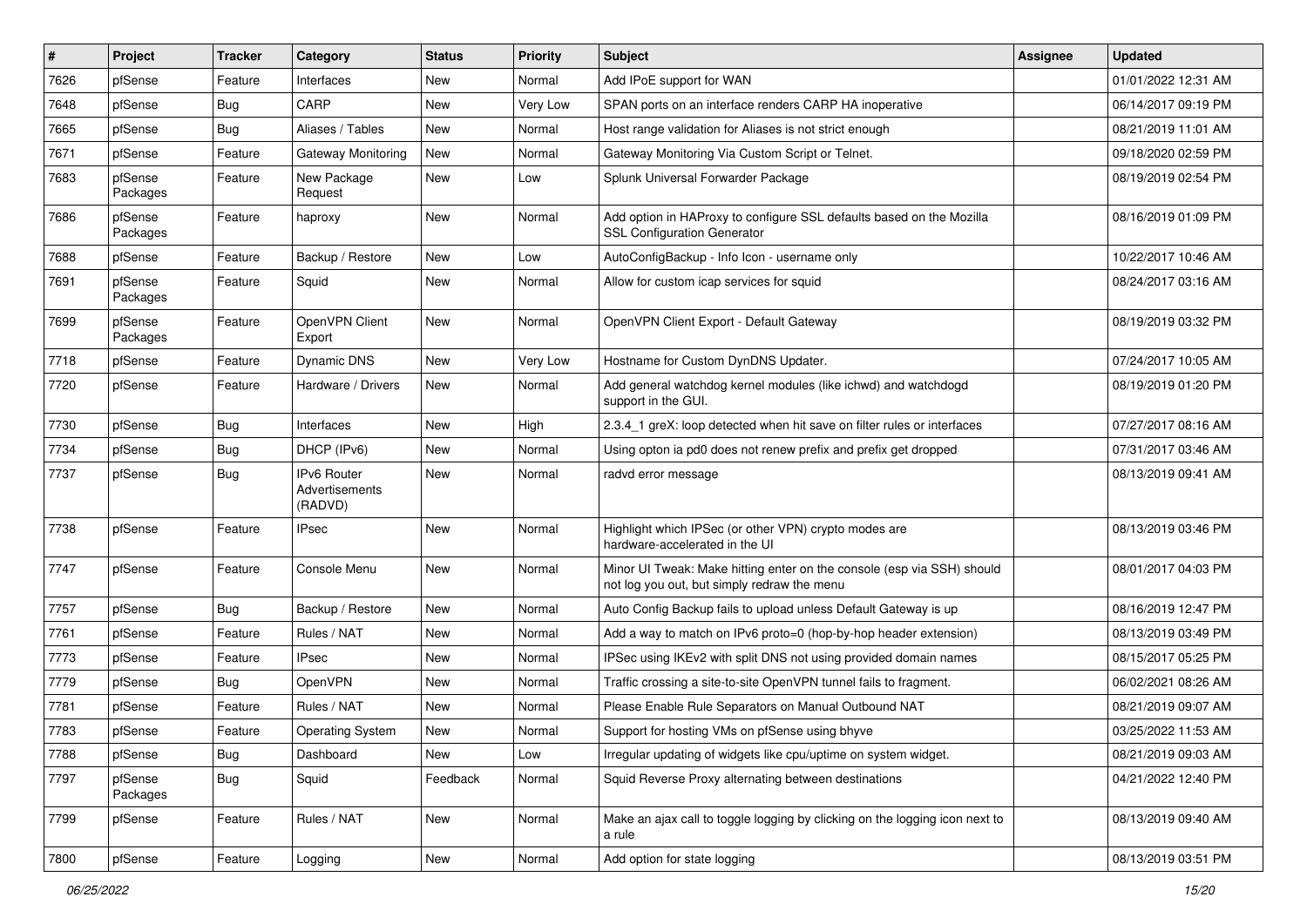| # | Project | Tracker | Category | Status | Priority | Subject | Assignee | Updated |
|---|---|---|---|---|---|---|---|---|
| 7626 | pfSense | Feature | Interfaces | New | Normal | Add IPoE support for WAN | | 01/01/2022 12:31 AM |
| 7648 | pfSense | Bug | CARP | New | Very Low | SPAN ports on an interface renders CARP HA inoperative | | 06/14/2017 09:19 PM |
| 7665 | pfSense | Bug | Aliases / Tables | New | Normal | Host range validation for Aliases is not strict enough | | 08/21/2019 11:01 AM |
| 7671 | pfSense | Feature | Gateway Monitoring | New | Normal | Gateway Monitoring Via Custom Script or Telnet. | | 09/18/2020 02:59 PM |
| 7683 | pfSense Packages | Feature | New Package Request | New | Low | Splunk Universal Forwarder Package | | 08/19/2019 02:54 PM |
| 7686 | pfSense Packages | Feature | haproxy | New | Normal | Add option in HAProxy to configure SSL defaults based on the Mozilla SSL Configuration Generator | | 08/16/2019 01:09 PM |
| 7688 | pfSense | Feature | Backup / Restore | New | Low | AutoConfigBackup - Info Icon - username only | | 10/22/2017 10:46 AM |
| 7691 | pfSense Packages | Feature | Squid | New | Normal | Allow for custom icap services for squid | | 08/24/2017 03:16 AM |
| 7699 | pfSense Packages | Feature | OpenVPN Client Export | New | Normal | OpenVPN Client Export - Default Gateway | | 08/19/2019 03:32 PM |
| 7718 | pfSense | Feature | Dynamic DNS | New | Very Low | Hostname for Custom DynDNS Updater. | | 07/24/2017 10:05 AM |
| 7720 | pfSense | Feature | Hardware / Drivers | New | Normal | Add general watchdog kernel modules (like ichwd) and watchdogd support in the GUI. | | 08/19/2019 01:20 PM |
| 7730 | pfSense | Bug | Interfaces | New | High | 2.3.4_1 greX: loop detected when hit save on filter rules or interfaces | | 07/27/2017 08:16 AM |
| 7734 | pfSense | Bug | DHCP (IPv6) | New | Normal | Using opton ia pd0 does not renew prefix and prefix get dropped | | 07/31/2017 03:46 AM |
| 7737 | pfSense | Bug | IPv6 Router Advertisements (RADVD) | New | Normal | radvd error message | | 08/13/2019 09:41 AM |
| 7738 | pfSense | Feature | IPsec | New | Normal | Highlight which IPSec (or other VPN) crypto modes are hardware-accelerated in the UI | | 08/13/2019 03:46 PM |
| 7747 | pfSense | Feature | Console Menu | New | Normal | Minor UI Tweak: Make hitting enter on the console (esp via SSH) should not log you out, but simply redraw the menu | | 08/01/2017 04:03 PM |
| 7757 | pfSense | Bug | Backup / Restore | New | Normal | Auto Config Backup fails to upload unless Default Gateway is up | | 08/16/2019 12:47 PM |
| 7761 | pfSense | Feature | Rules / NAT | New | Normal | Add a way to match on IPv6 proto=0 (hop-by-hop header extension) | | 08/13/2019 03:49 PM |
| 7773 | pfSense | Feature | IPsec | New | Normal | IPSec using IKEv2 with split DNS not using provided domain names | | 08/15/2017 05:25 PM |
| 7779 | pfSense | Bug | OpenVPN | New | Normal | Traffic crossing a site-to-site OpenVPN tunnel fails to fragment. | | 06/02/2021 08:26 AM |
| 7781 | pfSense | Feature | Rules / NAT | New | Normal | Please Enable Rule Separators on Manual Outbound NAT | | 08/21/2019 09:07 AM |
| 7783 | pfSense | Feature | Operating System | New | Normal | Support for hosting VMs on pfSense using bhyve | | 03/25/2022 11:53 AM |
| 7788 | pfSense | Bug | Dashboard | New | Low | Irregular updating of widgets like cpu/uptime on system widget. | | 08/21/2019 09:03 AM |
| 7797 | pfSense Packages | Bug | Squid | Feedback | Normal | Squid Reverse Proxy alternating between destinations | | 04/21/2022 12:40 PM |
| 7799 | pfSense | Feature | Rules / NAT | New | Normal | Make an ajax call to toggle logging by clicking on the logging icon next to a rule | | 08/13/2019 09:40 AM |
| 7800 | pfSense | Feature | Logging | New | Normal | Add option for state logging | | 08/13/2019 03:51 PM |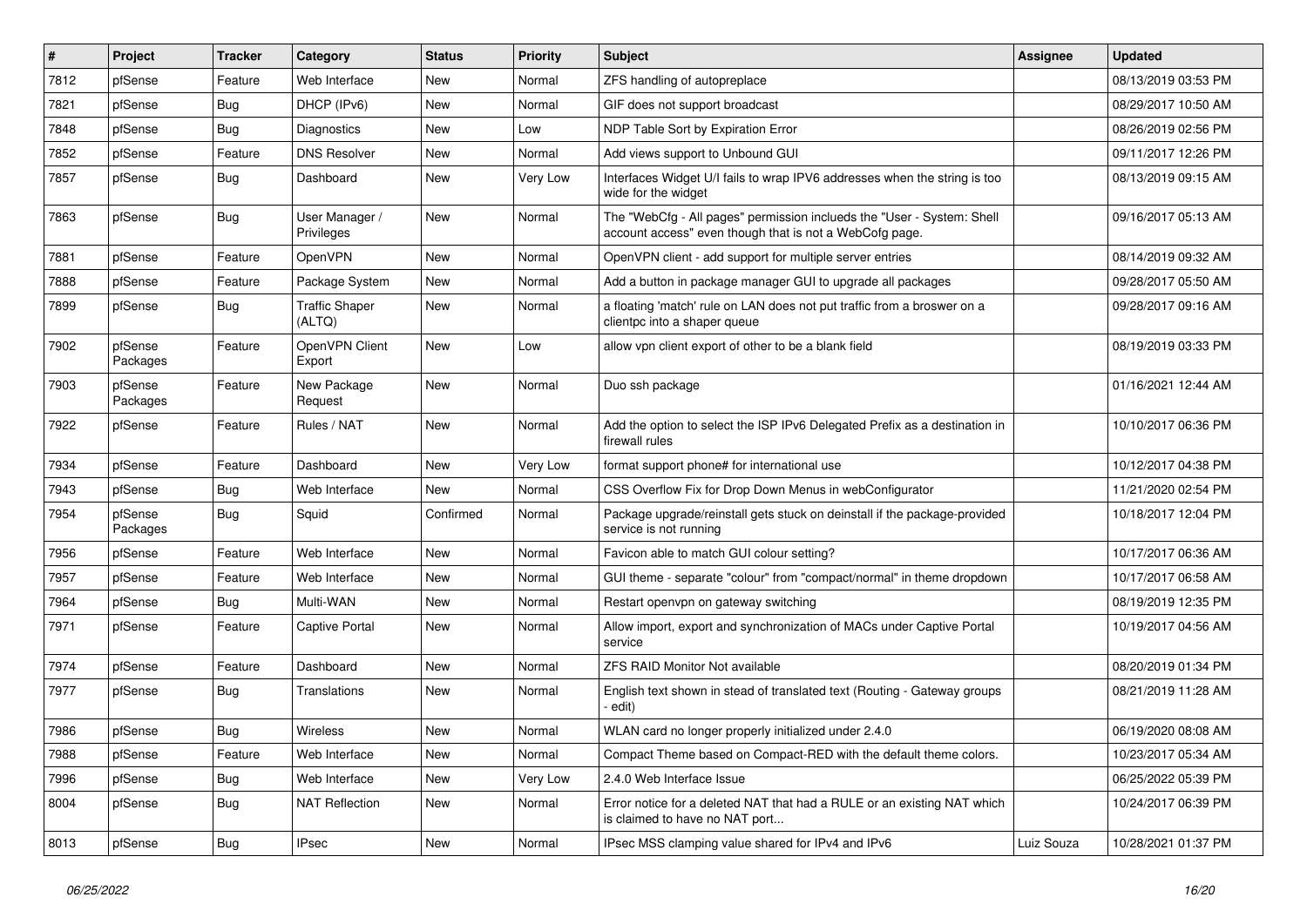| # | Project | Tracker | Category | Status | Priority | Subject | Assignee | Updated |
|---|---|---|---|---|---|---|---|---|
| 7812 | pfSense | Feature | Web Interface | New | Normal | ZFS handling of autopreplace | | 08/13/2019 03:53 PM |
| 7821 | pfSense | Bug | DHCP (IPv6) | New | Normal | GIF does not support broadcast | | 08/29/2017 10:50 AM |
| 7848 | pfSense | Bug | Diagnostics | New | Low | NDP Table Sort by Expiration Error | | 08/26/2019 02:56 PM |
| 7852 | pfSense | Feature | DNS Resolver | New | Normal | Add views support to Unbound GUI | | 09/11/2017 12:26 PM |
| 7857 | pfSense | Bug | Dashboard | New | Very Low | Interfaces Widget U/I fails to wrap IPV6 addresses when the string is too wide for the widget | | 08/13/2019 09:15 AM |
| 7863 | pfSense | Bug | User Manager / Privileges | New | Normal | The "WebCfg - All pages" permission inclueds the "User - System: Shell account access" even though that is not a WebCofg page. | | 09/16/2017 05:13 AM |
| 7881 | pfSense | Feature | OpenVPN | New | Normal | OpenVPN client - add support for multiple server entries | | 08/14/2019 09:32 AM |
| 7888 | pfSense | Feature | Package System | New | Normal | Add a button in package manager GUI to upgrade all packages | | 09/28/2017 05:50 AM |
| 7899 | pfSense | Bug | Traffic Shaper (ALTQ) | New | Normal | a floating 'match' rule on LAN does not put traffic from a broswer on a clientpc into a shaper queue | | 09/28/2017 09:16 AM |
| 7902 | pfSense Packages | Feature | OpenVPN Client Export | New | Low | allow vpn client export of other to be a blank field | | 08/19/2019 03:33 PM |
| 7903 | pfSense Packages | Feature | New Package Request | New | Normal | Duo ssh package | | 01/16/2021 12:44 AM |
| 7922 | pfSense | Feature | Rules / NAT | New | Normal | Add the option to select the ISP IPv6 Delegated Prefix as a destination in firewall rules | | 10/10/2017 06:36 PM |
| 7934 | pfSense | Feature | Dashboard | New | Very Low | format support phone# for international use | | 10/12/2017 04:38 PM |
| 7943 | pfSense | Bug | Web Interface | New | Normal | CSS Overflow Fix for Drop Down Menus in webConfigurator | | 11/21/2020 02:54 PM |
| 7954 | pfSense Packages | Bug | Squid | Confirmed | Normal | Package upgrade/reinstall gets stuck on deinstall if the package-provided service is not running | | 10/18/2017 12:04 PM |
| 7956 | pfSense | Feature | Web Interface | New | Normal | Favicon able to match GUI colour setting? | | 10/17/2017 06:36 AM |
| 7957 | pfSense | Feature | Web Interface | New | Normal | GUI theme - separate "colour" from "compact/normal" in theme dropdown | | 10/17/2017 06:58 AM |
| 7964 | pfSense | Bug | Multi-WAN | New | Normal | Restart openvpn on gateway switching | | 08/19/2019 12:35 PM |
| 7971 | pfSense | Feature | Captive Portal | New | Normal | Allow import, export and synchronization of MACs under Captive Portal service | | 10/19/2017 04:56 AM |
| 7974 | pfSense | Feature | Dashboard | New | Normal | ZFS RAID Monitor Not available | | 08/20/2019 01:34 PM |
| 7977 | pfSense | Bug | Translations | New | Normal | English text shown in stead of translated text (Routing - Gateway groups - edit) | | 08/21/2019 11:28 AM |
| 7986 | pfSense | Bug | Wireless | New | Normal | WLAN card no longer properly initialized under 2.4.0 | | 06/19/2020 08:08 AM |
| 7988 | pfSense | Feature | Web Interface | New | Normal | Compact Theme based on Compact-RED with the default theme colors. | | 10/23/2017 05:34 AM |
| 7996 | pfSense | Bug | Web Interface | New | Very Low | 2.4.0 Web Interface Issue | | 06/25/2022 05:39 PM |
| 8004 | pfSense | Bug | NAT Reflection | New | Normal | Error notice for a deleted NAT that had a RULE or an existing NAT which is claimed to have no NAT port... | | 10/24/2017 06:39 PM |
| 8013 | pfSense | Bug | IPsec | New | Normal | IPsec MSS clamping value shared for IPv4 and IPv6 | Luiz Souza | 10/28/2021 01:37 PM |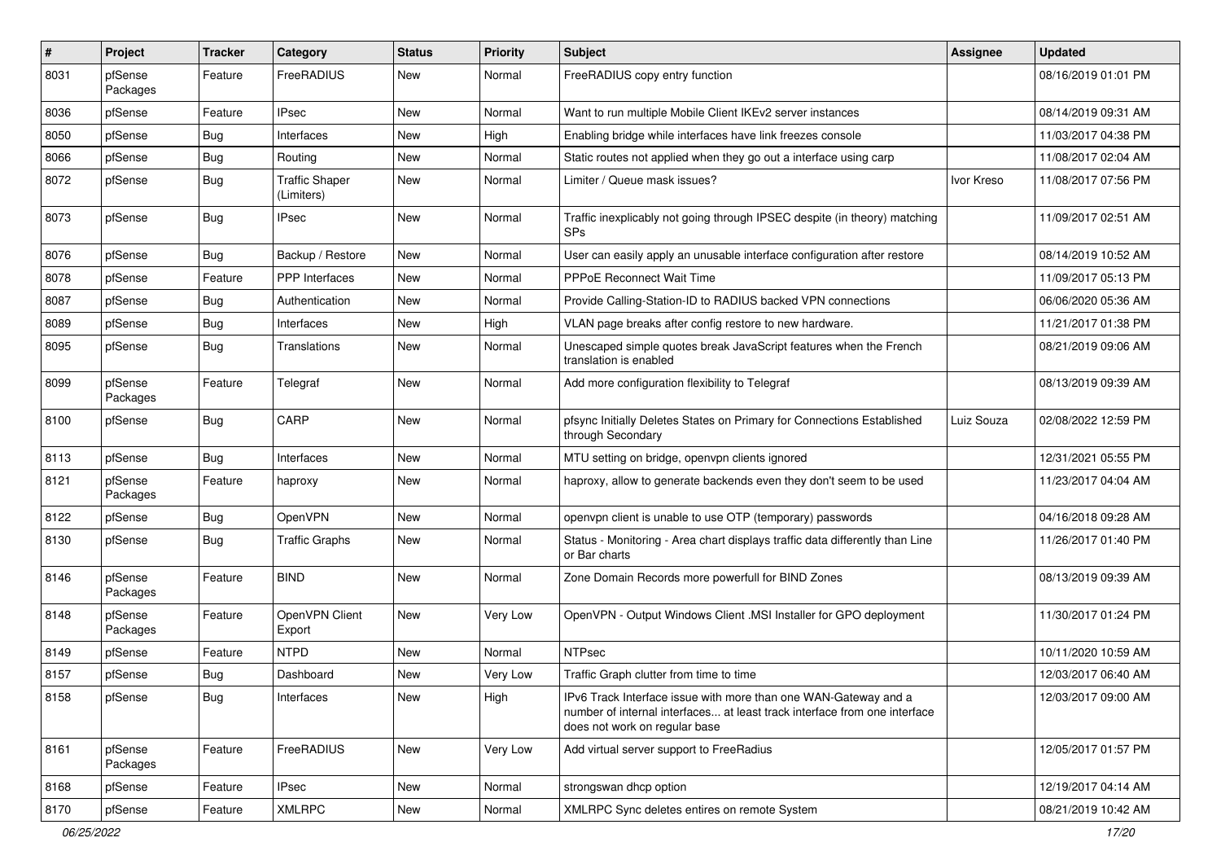| # | Project | Tracker | Category | Status | Priority | Subject | Assignee | Updated |
|---|---|---|---|---|---|---|---|---|
| 8031 | pfSense Packages | Feature | FreeRADIUS | New | Normal | FreeRADIUS copy entry function | | 08/16/2019 01:01 PM |
| 8036 | pfSense | Feature | IPsec | New | Normal | Want to run multiple Mobile Client IKEv2 server instances | | 08/14/2019 09:31 AM |
| 8050 | pfSense | Bug | Interfaces | New | High | Enabling bridge while interfaces have link freezes console | | 11/03/2017 04:38 PM |
| 8066 | pfSense | Bug | Routing | New | Normal | Static routes not applied when they go out a interface using carp | | 11/08/2017 02:04 AM |
| 8072 | pfSense | Bug | Traffic Shaper (Limiters) | New | Normal | Limiter / Queue mask issues? | Ivor Kreso | 11/08/2017 07:56 PM |
| 8073 | pfSense | Bug | IPsec | New | Normal | Traffic inexplicably not going through IPSEC despite (in theory) matching SPs | | 11/09/2017 02:51 AM |
| 8076 | pfSense | Bug | Backup / Restore | New | Normal | User can easily apply an unusable interface configuration after restore | | 08/14/2019 10:52 AM |
| 8078 | pfSense | Feature | PPP Interfaces | New | Normal | PPPoE Reconnect Wait Time | | 11/09/2017 05:13 PM |
| 8087 | pfSense | Bug | Authentication | New | Normal | Provide Calling-Station-ID to RADIUS backed VPN connections | | 06/06/2020 05:36 AM |
| 8089 | pfSense | Bug | Interfaces | New | High | VLAN page breaks after config restore to new hardware. | | 11/21/2017 01:38 PM |
| 8095 | pfSense | Bug | Translations | New | Normal | Unescaped simple quotes break JavaScript features when the French translation is enabled | | 08/21/2019 09:06 AM |
| 8099 | pfSense Packages | Feature | Telegraf | New | Normal | Add more configuration flexibility to Telegraf | | 08/13/2019 09:39 AM |
| 8100 | pfSense | Bug | CARP | New | Normal | pfsync Initially Deletes States on Primary for Connections Established through Secondary | Luiz Souza | 02/08/2022 12:59 PM |
| 8113 | pfSense | Bug | Interfaces | New | Normal | MTU setting on bridge, openvpn clients ignored | | 12/31/2021 05:55 PM |
| 8121 | pfSense Packages | Feature | haproxy | New | Normal | haproxy, allow to generate backends even they don't seem to be used | | 11/23/2017 04:04 AM |
| 8122 | pfSense | Bug | OpenVPN | New | Normal | openvpn client is unable to use OTP (temporary) passwords | | 04/16/2018 09:28 AM |
| 8130 | pfSense | Bug | Traffic Graphs | New | Normal | Status - Monitoring - Area chart displays traffic data differently than Line or Bar charts | | 11/26/2017 01:40 PM |
| 8146 | pfSense Packages | Feature | BIND | New | Normal | Zone Domain Records more powerfull for BIND Zones | | 08/13/2019 09:39 AM |
| 8148 | pfSense Packages | Feature | OpenVPN Client Export | New | Very Low | OpenVPN - Output Windows Client .MSI Installer for GPO deployment | | 11/30/2017 01:24 PM |
| 8149 | pfSense | Feature | NTPD | New | Normal | NTPsec | | 10/11/2020 10:59 AM |
| 8157 | pfSense | Bug | Dashboard | New | Very Low | Traffic Graph clutter from time to time | | 12/03/2017 06:40 AM |
| 8158 | pfSense | Bug | Interfaces | New | High | IPv6 Track Interface issue with more than one WAN-Gateway and a number of internal interfaces... at least track interface from one interface does not work on regular base | | 12/03/2017 09:00 AM |
| 8161 | pfSense Packages | Feature | FreeRADIUS | New | Very Low | Add virtual server support to FreeRadius | | 12/05/2017 01:57 PM |
| 8168 | pfSense | Feature | IPsec | New | Normal | strongswan dhcp option | | 12/19/2017 04:14 AM |
| 8170 | pfSense | Feature | XMLRPC | New | Normal | XMLRPC Sync deletes entires on remote System | | 08/21/2019 10:42 AM |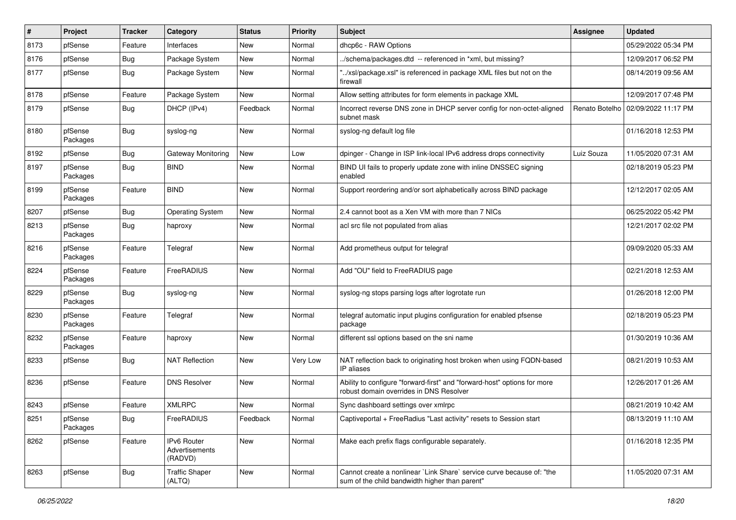| # | Project | Tracker | Category | Status | Priority | Subject | Assignee | Updated |
|---|---|---|---|---|---|---|---|---|
| 8173 | pfSense | Feature | Interfaces | New | Normal | dhcp6c - RAW Options | | 05/29/2022 05:34 PM |
| 8176 | pfSense | Bug | Package System | New | Normal | ../schema/packages.dtd -- referenced in *xml, but missing? | | 12/09/2017 06:52 PM |
| 8177 | pfSense | Bug | Package System | New | Normal | "../xsl/package.xsl" is referenced in package XML files but not on the firewall | | 08/14/2019 09:56 AM |
| 8178 | pfSense | Feature | Package System | New | Normal | Allow setting attributes for form elements in package XML | | 12/09/2017 07:48 PM |
| 8179 | pfSense | Bug | DHCP (IPv4) | Feedback | Normal | Incorrect reverse DNS zone in DHCP server config for non-octet-aligned subnet mask | Renato Botelho | 02/09/2022 11:17 PM |
| 8180 | pfSense Packages | Bug | syslog-ng | New | Normal | syslog-ng default log file | | 01/16/2018 12:53 PM |
| 8192 | pfSense | Bug | Gateway Monitoring | New | Low | dpinger - Change in ISP link-local IPv6 address drops connectivity | Luiz Souza | 11/05/2020 07:31 AM |
| 8197 | pfSense Packages | Bug | BIND | New | Normal | BIND UI fails to properly update zone with inline DNSSEC signing enabled | | 02/18/2019 05:23 PM |
| 8199 | pfSense Packages | Feature | BIND | New | Normal | Support reordering and/or sort alphabetically across BIND package | | 12/12/2017 02:05 AM |
| 8207 | pfSense | Bug | Operating System | New | Normal | 2.4 cannot boot as a Xen VM with more than 7 NICs | | 06/25/2022 05:42 PM |
| 8213 | pfSense Packages | Bug | haproxy | New | Normal | acl src file not populated from alias | | 12/21/2017 02:02 PM |
| 8216 | pfSense Packages | Feature | Telegraf | New | Normal | Add prometheus output for telegraf | | 09/09/2020 05:33 AM |
| 8224 | pfSense Packages | Feature | FreeRADIUS | New | Normal | Add "OU" field to FreeRADIUS page | | 02/21/2018 12:53 AM |
| 8229 | pfSense Packages | Bug | syslog-ng | New | Normal | syslog-ng stops parsing logs after logrotate run | | 01/26/2018 12:00 PM |
| 8230 | pfSense Packages | Feature | Telegraf | New | Normal | telegraf automatic input plugins configuration for enabled pfsense package | | 02/18/2019 05:23 PM |
| 8232 | pfSense Packages | Feature | haproxy | New | Normal | different ssl options based on the sni name | | 01/30/2019 10:36 AM |
| 8233 | pfSense | Bug | NAT Reflection | New | Very Low | NAT reflection back to originating host broken when using FQDN-based IP aliases | | 08/21/2019 10:53 AM |
| 8236 | pfSense | Feature | DNS Resolver | New | Normal | Ability to configure "forward-first" and "forward-host" options for more robust domain overrides in DNS Resolver | | 12/26/2017 01:26 AM |
| 8243 | pfSense | Feature | XMLRPC | New | Normal | Sync dashboard settings over xmlrpc | | 08/21/2019 10:42 AM |
| 8251 | pfSense Packages | Bug | FreeRADIUS | Feedback | Normal | Captiveportal + FreeRadius "Last activity" resets to Session start | | 08/13/2019 11:10 AM |
| 8262 | pfSense | Feature | IPv6 Router Advertisements (RADVD) | New | Normal | Make each prefix flags configurable separately. | | 01/16/2018 12:35 PM |
| 8263 | pfSense | Bug | Traffic Shaper (ALTQ) | New | Normal | Cannot create a nonlinear `Link Share` service curve because of: "the sum of the child bandwidth higher than parent" | | 11/05/2020 07:31 AM |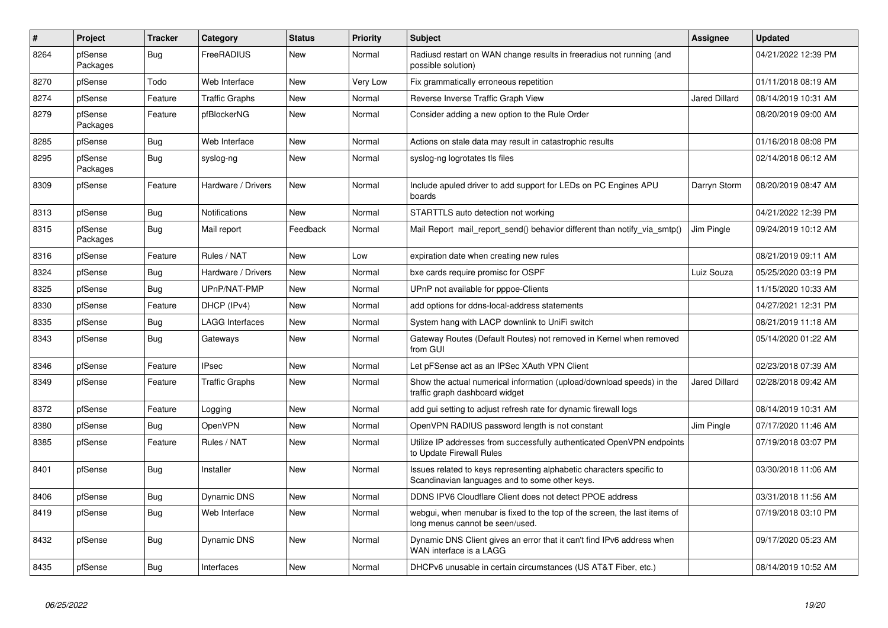| # | Project | Tracker | Category | Status | Priority | Subject | Assignee | Updated |
|---|---|---|---|---|---|---|---|---|
| 8264 | pfSense Packages | Bug | FreeRADIUS | New | Normal | Radiusd restart on WAN change results in freeradius not running (and possible solution) | | 04/21/2022 12:39 PM |
| 8270 | pfSense | Todo | Web Interface | New | Very Low | Fix grammatically erroneous repetition | | 01/11/2018 08:19 AM |
| 8274 | pfSense | Feature | Traffic Graphs | New | Normal | Reverse Inverse Traffic Graph View | Jared Dillard | 08/14/2019 10:31 AM |
| 8279 | pfSense Packages | Feature | pfBlockerNG | New | Normal | Consider adding a new option to the Rule Order | | 08/20/2019 09:00 AM |
| 8285 | pfSense | Bug | Web Interface | New | Normal | Actions on stale data may result in catastrophic results | | 01/16/2018 08:08 PM |
| 8295 | pfSense Packages | Bug | syslog-ng | New | Normal | syslog-ng logrotates tls files | | 02/14/2018 06:12 AM |
| 8309 | pfSense | Feature | Hardware / Drivers | New | Normal | Include apuled driver to add support for LEDs on PC Engines APU boards | Darryn Storm | 08/20/2019 08:47 AM |
| 8313 | pfSense | Bug | Notifications | New | Normal | STARTTLS auto detection not working | | 04/21/2022 12:39 PM |
| 8315 | pfSense Packages | Bug | Mail report | Feedback | Normal | Mail Report mail_report_send() behavior different than notify_via_smtp() | Jim Pingle | 09/24/2019 10:12 AM |
| 8316 | pfSense | Feature | Rules / NAT | New | Low | expiration date when creating new rules | | 08/21/2019 09:11 AM |
| 8324 | pfSense | Bug | Hardware / Drivers | New | Normal | bxe cards require promisc for OSPF | Luiz Souza | 05/25/2020 03:19 PM |
| 8325 | pfSense | Bug | UPnP/NAT-PMP | New | Normal | UPnP not available for pppoe-Clients | | 11/15/2020 10:33 AM |
| 8330 | pfSense | Feature | DHCP (IPv4) | New | Normal | add options for ddns-local-address statements | | 04/27/2021 12:31 PM |
| 8335 | pfSense | Bug | LAGG Interfaces | New | Normal | System hang with LACP downlink to UniFi switch | | 08/21/2019 11:18 AM |
| 8343 | pfSense | Bug | Gateways | New | Normal | Gateway Routes (Default Routes) not removed in Kernel when removed from GUI | | 05/14/2020 01:22 AM |
| 8346 | pfSense | Feature | IPsec | New | Normal | Let pFSense act as an IPSec XAuth VPN Client | | 02/23/2018 07:39 AM |
| 8349 | pfSense | Feature | Traffic Graphs | New | Normal | Show the actual numerical information (upload/download speeds) in the traffic graph dashboard widget | Jared Dillard | 02/28/2018 09:42 AM |
| 8372 | pfSense | Feature | Logging | New | Normal | add gui setting to adjust refresh rate for dynamic firewall logs | | 08/14/2019 10:31 AM |
| 8380 | pfSense | Bug | OpenVPN | New | Normal | OpenVPN RADIUS password length is not constant | Jim Pingle | 07/17/2020 11:46 AM |
| 8385 | pfSense | Feature | Rules / NAT | New | Normal | Utilize IP addresses from successfully authenticated OpenVPN endpoints to Update Firewall Rules | | 07/19/2018 03:07 PM |
| 8401 | pfSense | Bug | Installer | New | Normal | Issues related to keys representing alphabetic characters specific to Scandinavian languages and to some other keys. | | 03/30/2018 11:06 AM |
| 8406 | pfSense | Bug | Dynamic DNS | New | Normal | DDNS IPV6 Cloudflare Client does not detect PPOE address | | 03/31/2018 11:56 AM |
| 8419 | pfSense | Bug | Web Interface | New | Normal | webgui, when menubar is fixed to the top of the screen, the last items of long menus cannot be seen/used. | | 07/19/2018 03:10 PM |
| 8432 | pfSense | Bug | Dynamic DNS | New | Normal | Dynamic DNS Client gives an error that it can't find IPv6 address when WAN interface is a LAGG | | 09/17/2020 05:23 AM |
| 8435 | pfSense | Bug | Interfaces | New | Normal | DHCPv6 unusable in certain circumstances (US AT&T Fiber, etc.) | | 08/14/2019 10:52 AM |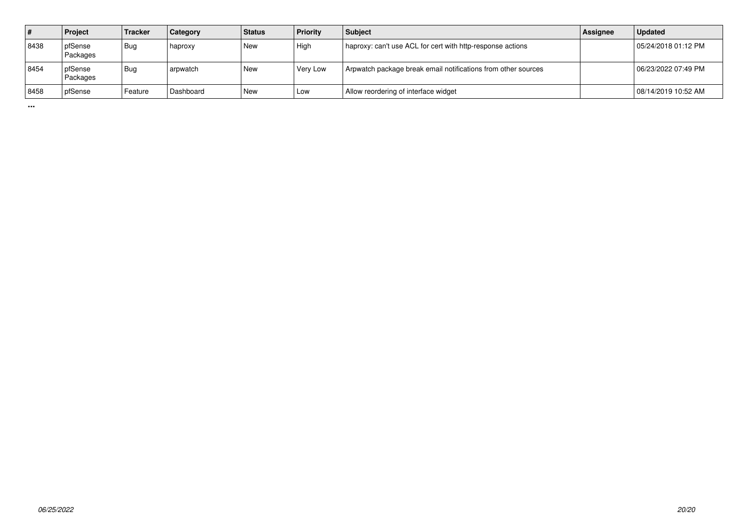| # | Project | Tracker | Category | Status | Priority | Subject | Assignee | Updated |
|---|---|---|---|---|---|---|---|---|
| 8438 | pfSense Packages | Bug | haproxy | New | High | haproxy: can't use ACL for cert with http-response actions | | 05/24/2018 01:12 PM |
| 8454 | pfSense Packages | Bug | arpwatch | New | Very Low | Arpwatch package break email notifications from other sources | | 06/23/2022 07:49 PM |
| 8458 | pfSense | Feature | Dashboard | New | Low | Allow reordering of interface widget | | 08/14/2019 10:52 AM |

...